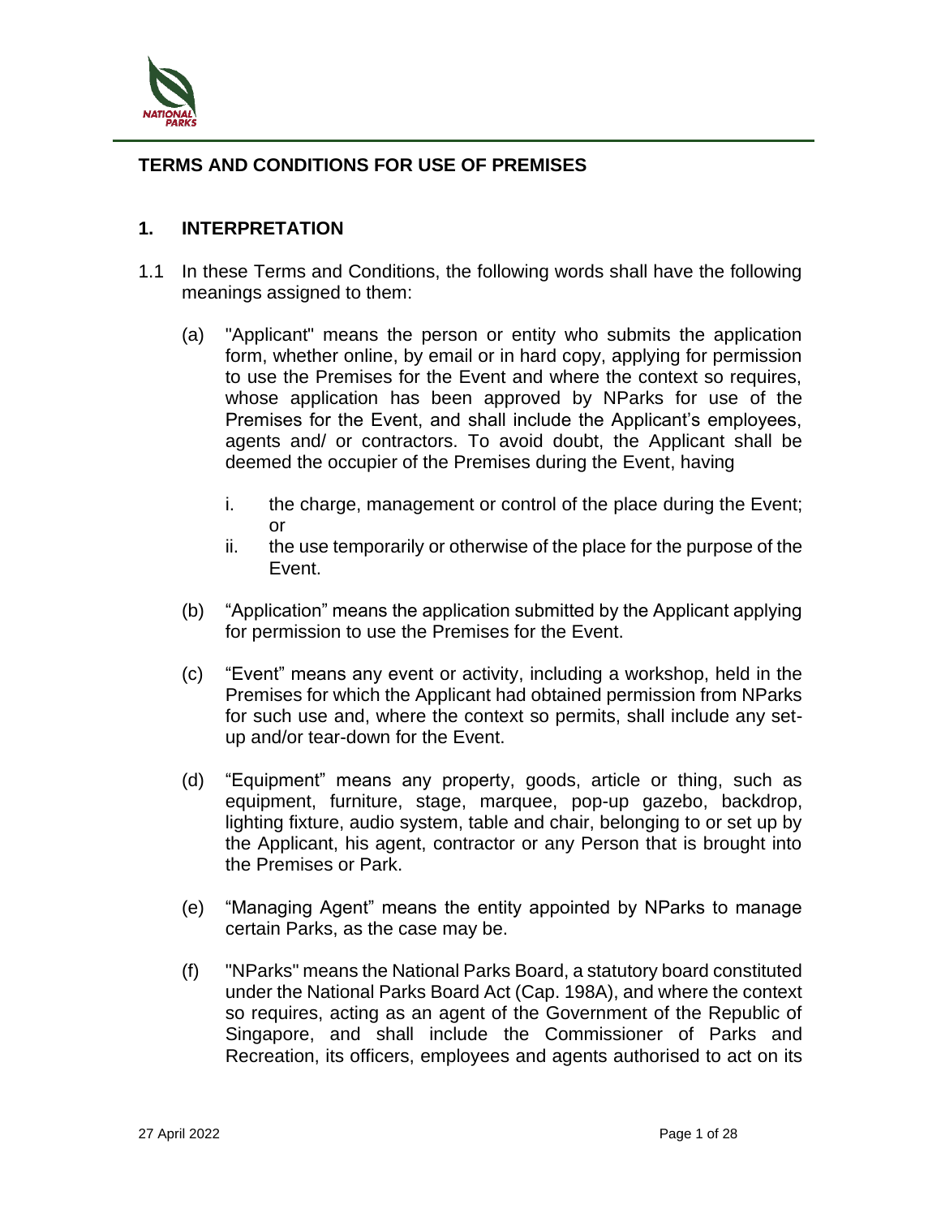# TERMS AND CONDITIONS FOR USE OF PREMISES

## 1. INTERPRETATION

1.1 In these Terms and Conditions, the following words shall have the following meanings assigned to them:

(a) "Applicant" means the person or entity who submits the application form, whether online, by email or in hard copy, applying for permission to use the Premises for the Event and where the context so requires, whose application has been approved by NParks for use of the Premises for the Event, and shall include the Applicant's employees, agents and/ or contractors. To avoid doubt, the Applicant shall be deemed the occupier of the Premises during the Event, having

i. the charge, management or control of the place during the Event; or

ii. the use temporarily or otherwise of the place for the purpose of the Event.

(b) "Application" means the application submitted by the Applicant applying for permission to use the Premises for the Event.

(c) "Event" means any event or activity, including a workshop, held in the Premises for which the Applicant had obtained permission from NParks for such use and, where the context so permits, shall include any set-up and/or tear-down for the Event.

(d) "Equipment" means any property, goods, article or thing, such as equipment, furniture, stage, marquee, pop-up gazebo, backdrop, lighting fixture, audio system, table and chair, belonging to or set up by the Applicant, his agent, contractor or any Person that is brought into the Premises or Park.

(e) "Managing Agent" means the entity appointed by NParks to manage certain Parks, as the case may be.

(f) "NParks" means the National Parks Board, a statutory board constituted under the National Parks Board Act (Cap. 198A), and where the context so requires, acting as an agent of the Government of the Republic of Singapore, and shall include the Commissioner of Parks and Recreation, its officers, employees and agents authorised to act on its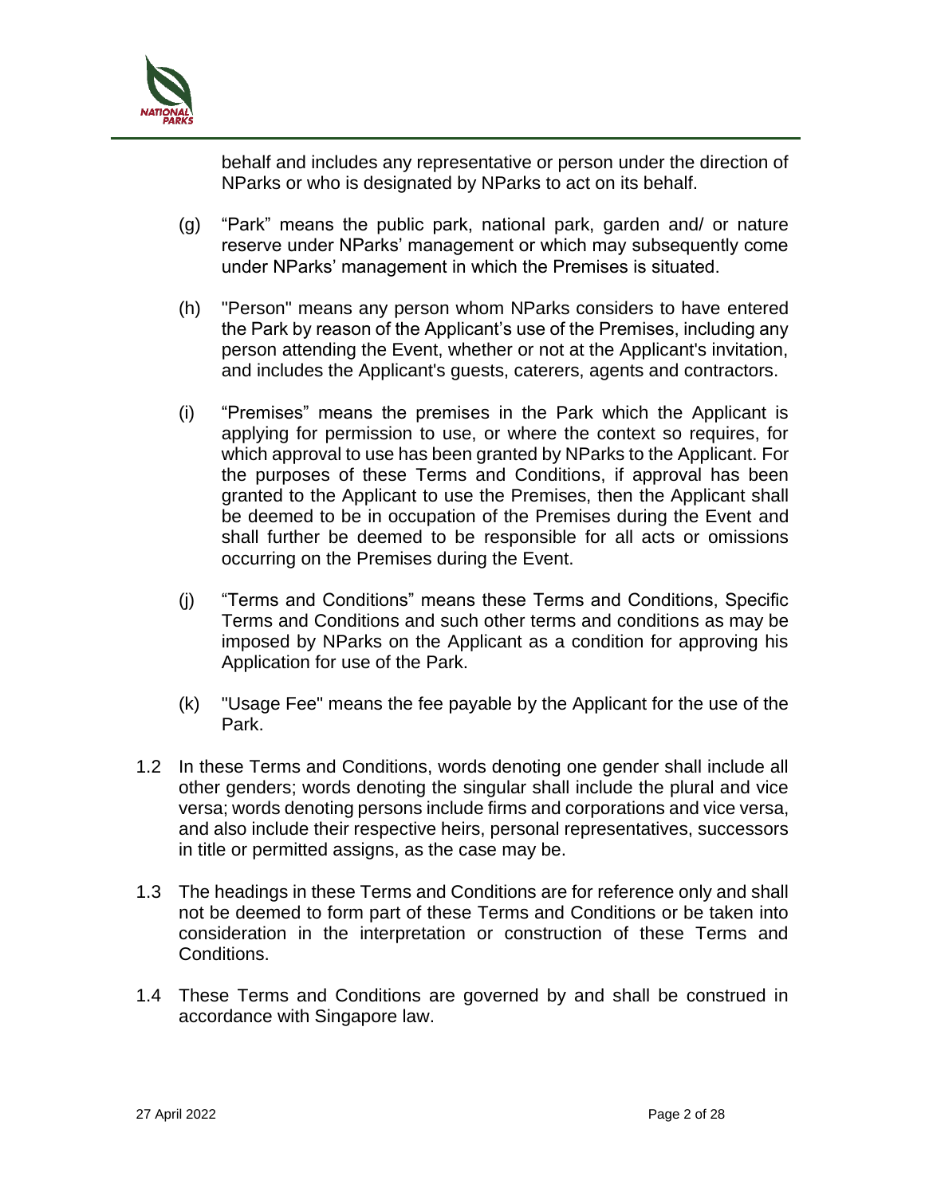behalf and includes any representative or person under the direction of NParks or who is designated by NParks to act on its behalf.

(g) "Park" means the public park, national park, garden and/ or nature reserve under NParks' management or which may subsequently come under NParks' management in which the Premises is situated.

(h) "Person" means any person whom NParks considers to have entered the Park by reason of the Applicant's use of the Premises, including any person attending the Event, whether or not at the Applicant's invitation, and includes the Applicant's guests, caterers, agents and contractors.

(i) "Premises" means the premises in the Park which the Applicant is applying for permission to use, or where the context so requires, for which approval to use has been granted by NParks to the Applicant. For the purposes of these Terms and Conditions, if approval has been granted to the Applicant to use the Premises, then the Applicant shall be deemed to be in occupation of the Premises during the Event and shall further be deemed to be responsible for all acts or omissions occurring on the Premises during the Event.

(j) "Terms and Conditions" means these Terms and Conditions, Specific Terms and Conditions and such other terms and conditions as may be imposed by NParks on the Applicant as a condition for approving his Application for use of the Park.

(k) "Usage Fee" means the fee payable by the Applicant for the use of the Park.

1.2 In these Terms and Conditions, words denoting one gender shall include all other genders; words denoting the singular shall include the plural and vice versa; words denoting persons include firms and corporations and vice versa, and also include their respective heirs, personal representatives, successors in title or permitted assigns, as the case may be.

1.3 The headings in these Terms and Conditions are for reference only and shall not be deemed to form part of these Terms and Conditions or be taken into consideration in the interpretation or construction of these Terms and Conditions.

1.4 These Terms and Conditions are governed by and shall be construed in accordance with Singapore law.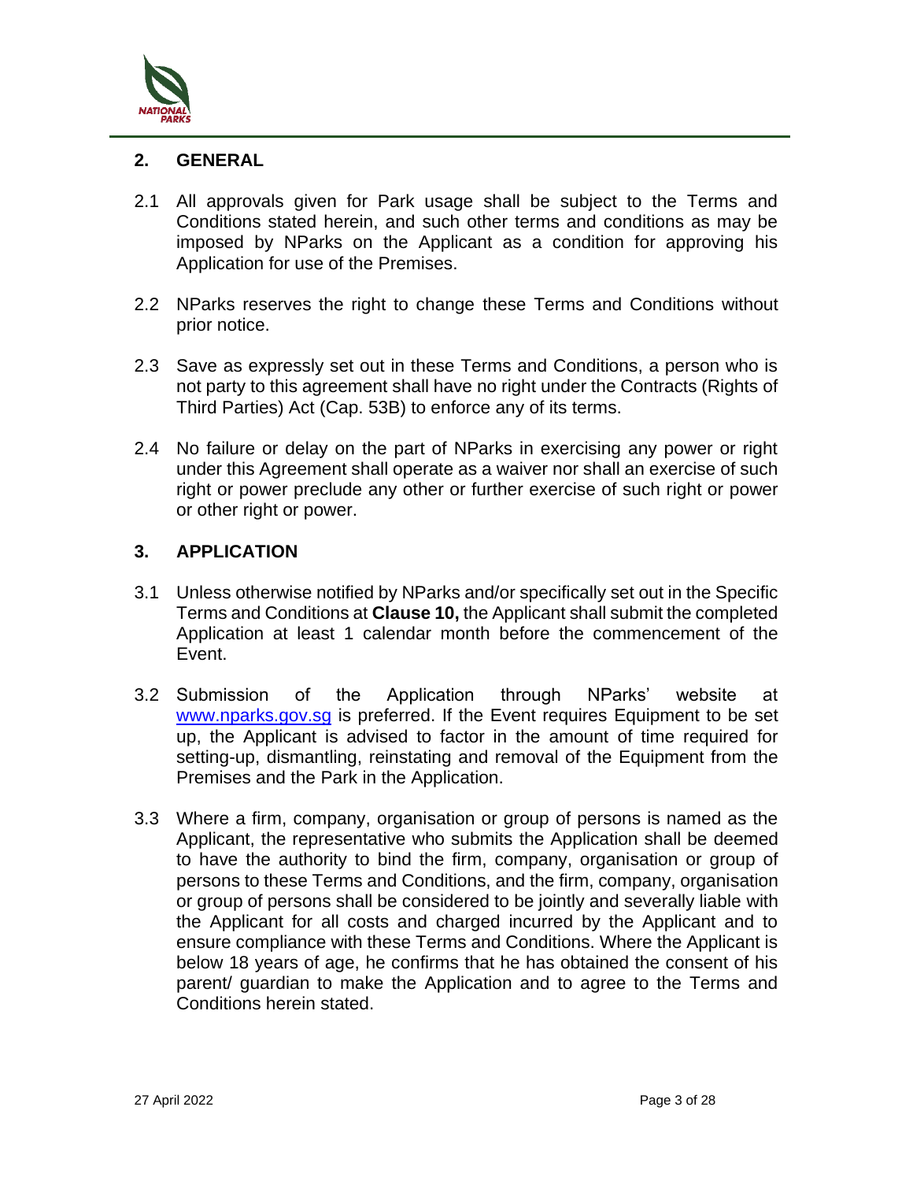## 2. GENERAL

2.1 All approvals given for Park usage shall be subject to the Terms and Conditions stated herein, and such other terms and conditions as may be imposed by NParks on the Applicant as a condition for approving his Application for use of the Premises.

2.2 NParks reserves the right to change these Terms and Conditions without prior notice.

2.3 Save as expressly set out in these Terms and Conditions, a person who is not party to this agreement shall have no right under the Contracts (Rights of Third Parties) Act (Cap. 53B) to enforce any of its terms.

2.4 No failure or delay on the part of NParks in exercising any power or right under this Agreement shall operate as a waiver nor shall an exercise of such right or power preclude any other or further exercise of such right or power or other right or power.

## 3. APPLICATION

3.1 Unless otherwise notified by NParks and/or specifically set out in the Specific Terms and Conditions at **Clause 10,** the Applicant shall submit the completed Application at least 1 calendar month before the commencement of the Event.

3.2 Submission of the Application through NParks' website at [www.nparks.gov.sg](http://www.nparks.gov.sg) is preferred. If the Event requires Equipment to be set up, the Applicant is advised to factor in the amount of time required for setting-up, dismantling, reinstating and removal of the Equipment from the Premises and the Park in the Application.

3.3 Where a firm, company, organisation or group of persons is named as the Applicant, the representative who submits the Application shall be deemed to have the authority to bind the firm, company, organisation or group of persons to these Terms and Conditions, and the firm, company, organisation or group of persons shall be considered to be jointly and severally liable with the Applicant for all costs and charged incurred by the Applicant and to ensure compliance with these Terms and Conditions. Where the Applicant is below 18 years of age, he confirms that he has obtained the consent of his parent/ guardian to make the Application and to agree to the Terms and Conditions herein stated.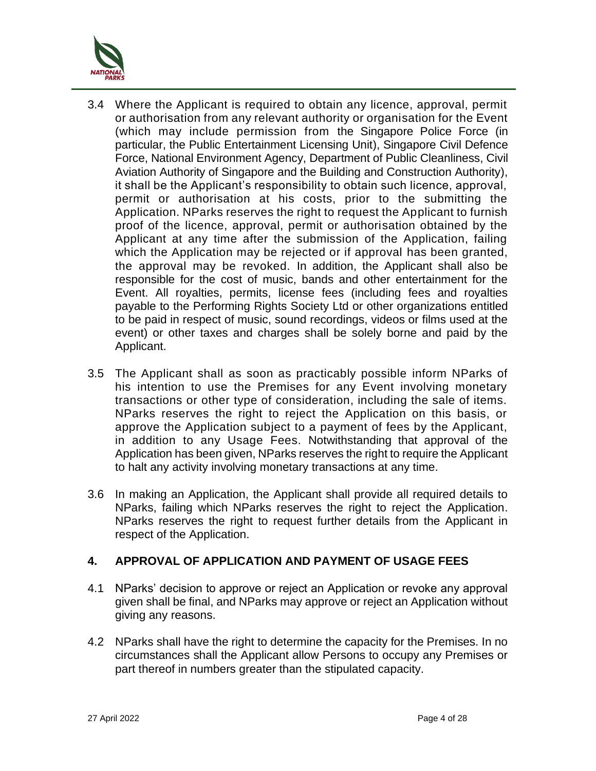3.4 Where the Applicant is required to obtain any licence, approval, permit or authorisation from any relevant authority or organisation for the Event (which may include permission from the Singapore Police Force (in particular, the Public Entertainment Licensing Unit), Singapore Civil Defence Force, National Environment Agency, Department of Public Cleanliness, Civil Aviation Authority of Singapore and the Building and Construction Authority), it shall be the Applicant's responsibility to obtain such licence, approval, permit or authorisation at his costs, prior to the submitting the Application. NParks reserves the right to request the Applicant to furnish proof of the licence, approval, permit or authorisation obtained by the Applicant at any time after the submission of the Application, failing which the Application may be rejected or if approval has been granted, the approval may be revoked. In addition, the Applicant shall also be responsible for the cost of music, bands and other entertainment for the Event. All royalties, permits, license fees (including fees and royalties payable to the Performing Rights Society Ltd or other organizations entitled to be paid in respect of music, sound recordings, videos or films used at the event) or other taxes and charges shall be solely borne and paid by the Applicant.

3.5 The Applicant shall as soon as practicably possible inform NParks of his intention to use the Premises for any Event involving monetary transactions or other type of consideration, including the sale of items. NParks reserves the right to reject the Application on this basis, or approve the Application subject to a payment of fees by the Applicant, in addition to any Usage Fees. Notwithstanding that approval of the Application has been given, NParks reserves the right to require the Applicant to halt any activity involving monetary transactions at any time.

3.6 In making an Application, the Applicant shall provide all required details to NParks, failing which NParks reserves the right to reject the Application. NParks reserves the right to request further details from the Applicant in respect of the Application.

## 4. APPROVAL OF APPLICATION AND PAYMENT OF USAGE FEES

4.1 NParks' decision to approve or reject an Application or revoke any approval given shall be final, and NParks may approve or reject an Application without giving any reasons.

4.2 NParks shall have the right to determine the capacity for the Premises. In no circumstances shall the Applicant allow Persons to occupy any Premises or part thereof in numbers greater than the stipulated capacity.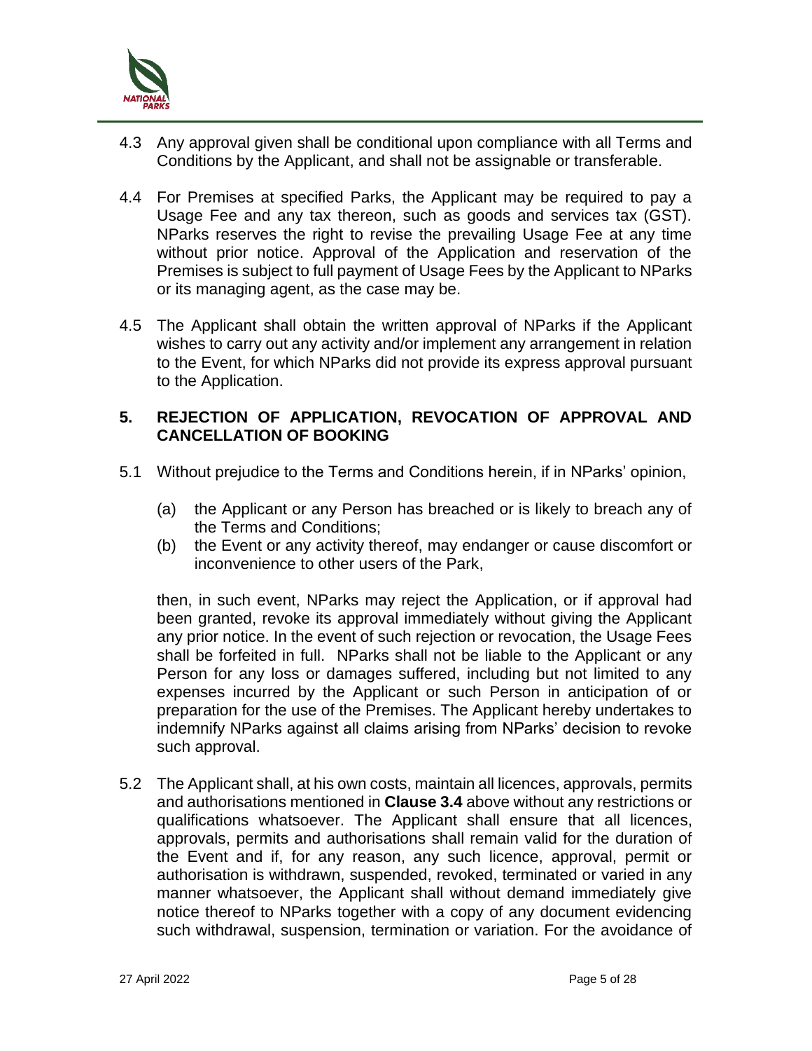4.3 Any approval given shall be conditional upon compliance with all Terms and Conditions by the Applicant, and shall not be assignable or transferable.

4.4 For Premises at specified Parks, the Applicant may be required to pay a Usage Fee and any tax thereon, such as goods and services tax (GST). NParks reserves the right to revise the prevailing Usage Fee at any time without prior notice. Approval of the Application and reservation of the Premises is subject to full payment of Usage Fees by the Applicant to NParks or its managing agent, as the case may be.

4.5 The Applicant shall obtain the written approval of NParks if the Applicant wishes to carry out any activity and/or implement any arrangement in relation to the Event, for which NParks did not provide its express approval pursuant to the Application.

## 5. REJECTION OF APPLICATION, REVOCATION OF APPROVAL AND CANCELLATION OF BOOKING

5.1 Without prejudice to the Terms and Conditions herein, if in NParks' opinion,

(a) the Applicant or any Person has breached or is likely to breach any of the Terms and Conditions;

(b) the Event or any activity thereof, may endanger or cause discomfort or inconvenience to other users of the Park,

then, in such event, NParks may reject the Application, or if approval had been granted, revoke its approval immediately without giving the Applicant any prior notice. In the event of such rejection or revocation, the Usage Fees shall be forfeited in full. NParks shall not be liable to the Applicant or any Person for any loss or damages suffered, including but not limited to any expenses incurred by the Applicant or such Person in anticipation of or preparation for the use of the Premises. The Applicant hereby undertakes to indemnify NParks against all claims arising from NParks' decision to revoke such approval.

5.2 The Applicant shall, at his own costs, maintain all licences, approvals, permits and authorisations mentioned in **Clause 3.4** above without any restrictions or qualifications whatsoever. The Applicant shall ensure that all licences, approvals, permits and authorisations shall remain valid for the duration of the Event and if, for any reason, any such licence, approval, permit or authorisation is withdrawn, suspended, revoked, terminated or varied in any manner whatsoever, the Applicant shall without demand immediately give notice thereof to NParks together with a copy of any document evidencing such withdrawal, suspension, termination or variation. For the avoidance of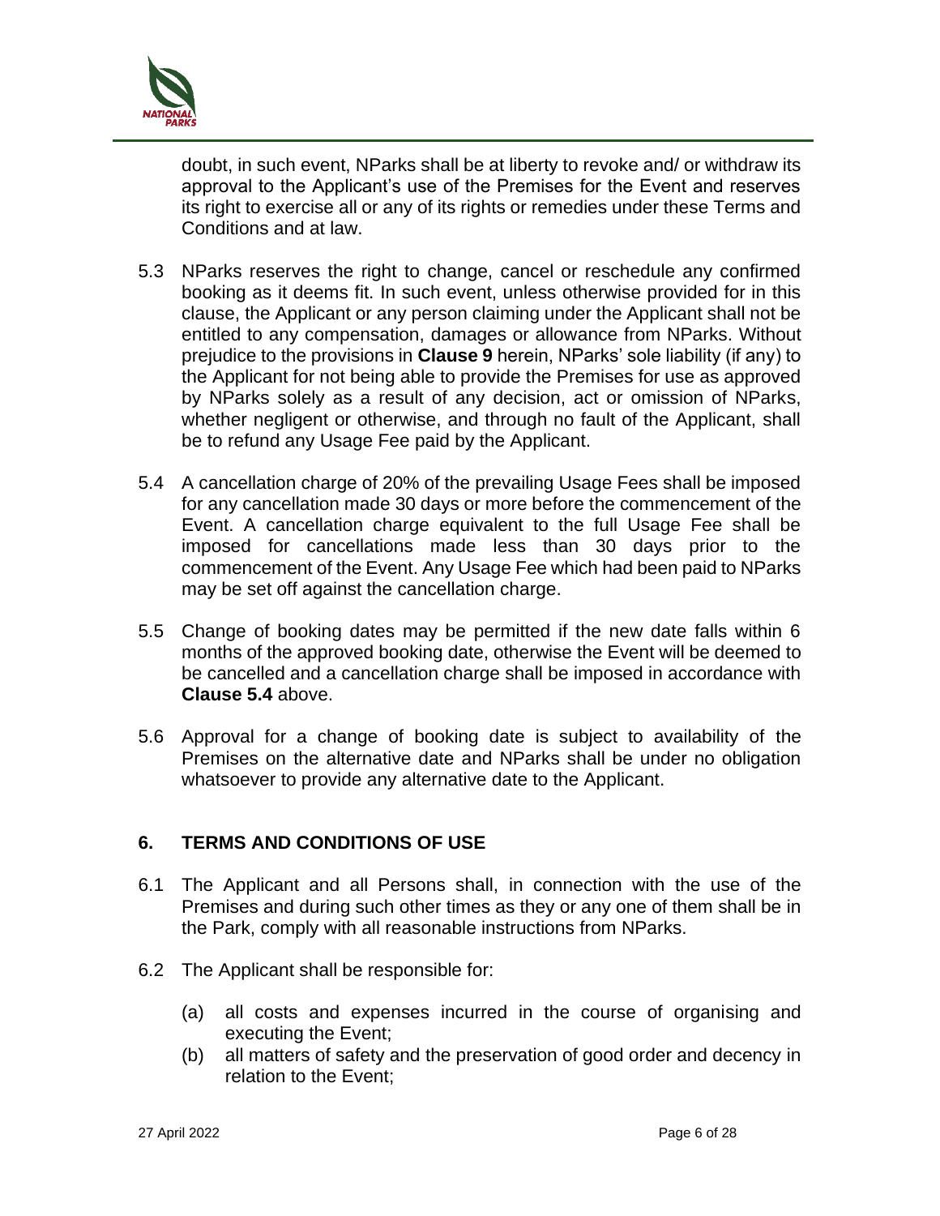doubt, in such event, NParks shall be at liberty to revoke and/ or withdraw its approval to the Applicant's use of the Premises for the Event and reserves its right to exercise all or any of its rights or remedies under these Terms and Conditions and at law.

5.3 NParks reserves the right to change, cancel or reschedule any confirmed booking as it deems fit. In such event, unless otherwise provided for in this clause, the Applicant or any person claiming under the Applicant shall not be entitled to any compensation, damages or allowance from NParks. Without prejudice to the provisions in **Clause 9** herein, NParks' sole liability (if any) to the Applicant for not being able to provide the Premises for use as approved by NParks solely as a result of any decision, act or omission of NParks, whether negligent or otherwise, and through no fault of the Applicant, shall be to refund any Usage Fee paid by the Applicant.

5.4 A cancellation charge of 20% of the prevailing Usage Fees shall be imposed for any cancellation made 30 days or more before the commencement of the Event. A cancellation charge equivalent to the full Usage Fee shall be imposed for cancellations made less than 30 days prior to the commencement of the Event. Any Usage Fee which had been paid to NParks may be set off against the cancellation charge.

5.5 Change of booking dates may be permitted if the new date falls within 6 months of the approved booking date, otherwise the Event will be deemed to be cancelled and a cancellation charge shall be imposed in accordance with **Clause 5.4** above.

5.6 Approval for a change of booking date is subject to availability of the Premises on the alternative date and NParks shall be under no obligation whatsoever to provide any alternative date to the Applicant.

## 6. TERMS AND CONDITIONS OF USE

6.1 The Applicant and all Persons shall, in connection with the use of the Premises and during such other times as they or any one of them shall be in the Park, comply with all reasonable instructions from NParks.

6.2 The Applicant shall be responsible for:

(a) all costs and expenses incurred in the course of organising and executing the Event;
(b) all matters of safety and the preservation of good order and decency in relation to the Event;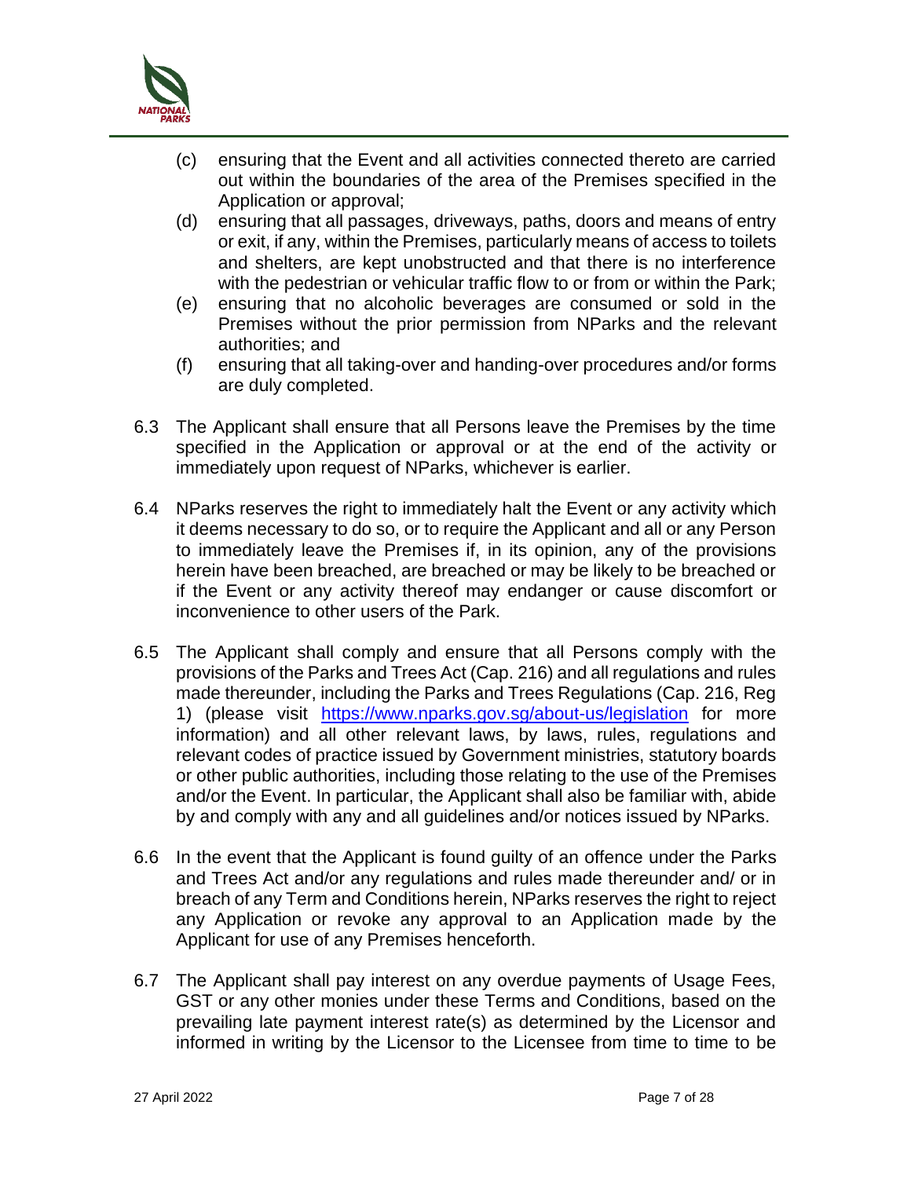(c) ensuring that the Event and all activities connected thereto are carried out within the boundaries of the area of the Premises specified in the Application or approval;

(d) ensuring that all passages, driveways, paths, doors and means of entry or exit, if any, within the Premises, particularly means of access to toilets and shelters, are kept unobstructed and that there is no interference with the pedestrian or vehicular traffic flow to or from or within the Park;

(e) ensuring that no alcoholic beverages are consumed or sold in the Premises without the prior permission from NParks and the relevant authorities; and

(f) ensuring that all taking-over and handing-over procedures and/or forms are duly completed.

6.3 The Applicant shall ensure that all Persons leave the Premises by the time specified in the Application or approval or at the end of the activity or immediately upon request of NParks, whichever is earlier.

6.4 NParks reserves the right to immediately halt the Event or any activity which it deems necessary to do so, or to require the Applicant and all or any Person to immediately leave the Premises if, in its opinion, any of the provisions herein have been breached, are breached or may be likely to be breached or if the Event or any activity thereof may endanger or cause discomfort or inconvenience to other users of the Park.

6.5 The Applicant shall comply and ensure that all Persons comply with the provisions of the Parks and Trees Act (Cap. 216) and all regulations and rules made thereunder, including the Parks and Trees Regulations (Cap. 216, Reg 1) (please visit https://www.nparks.gov.sg/about-us/legislation for more information) and all other relevant laws, by laws, rules, regulations and relevant codes of practice issued by Government ministries, statutory boards or other public authorities, including those relating to the use of the Premises and/or the Event. In particular, the Applicant shall also be familiar with, abide by and comply with any and all guidelines and/or notices issued by NParks.

6.6 In the event that the Applicant is found guilty of an offence under the Parks and Trees Act and/or any regulations and rules made thereunder and/ or in breach of any Term and Conditions herein, NParks reserves the right to reject any Application or revoke any approval to an Application made by the Applicant for use of any Premises henceforth.

6.7 The Applicant shall pay interest on any overdue payments of Usage Fees, GST or any other monies under these Terms and Conditions, based on the prevailing late payment interest rate(s) as determined by the Licensor and informed in writing by the Licensor to the Licensee from time to time to be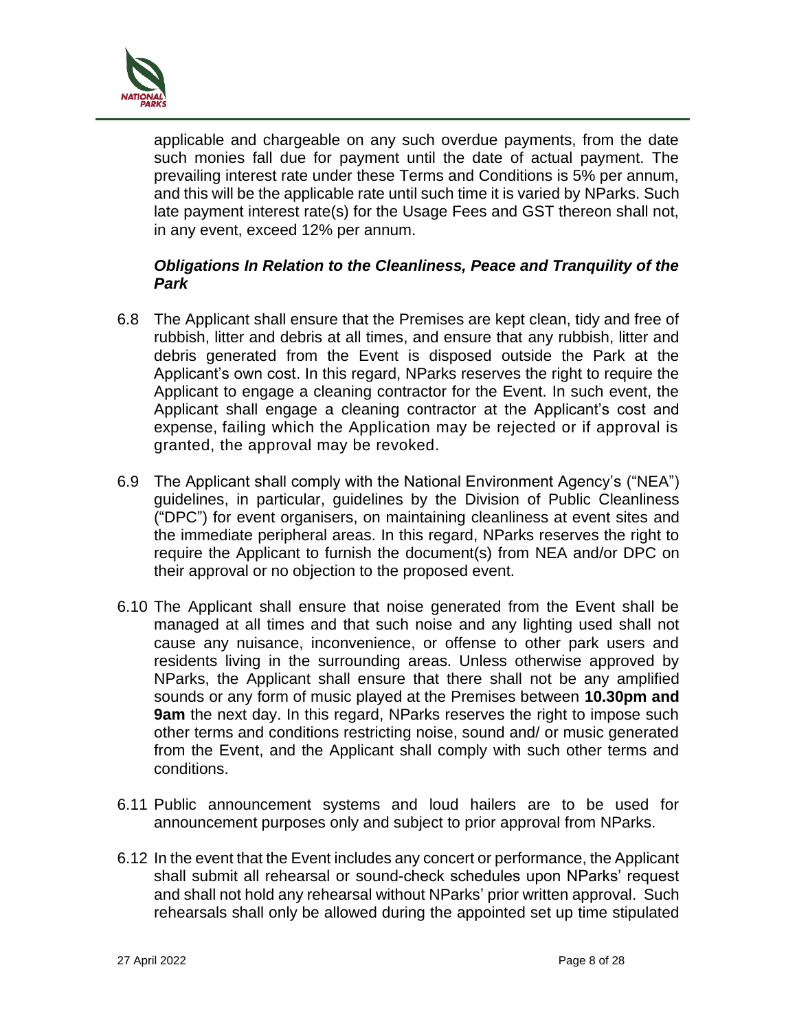applicable and chargeable on any such overdue payments, from the date such monies fall due for payment until the date of actual payment. The prevailing interest rate under these Terms and Conditions is 5% per annum, and this will be the applicable rate until such time it is varied by NParks. Such late payment interest rate(s) for the Usage Fees and GST thereon shall not, in any event, exceed 12% per annum.

***Obligations In Relation to the Cleanliness, Peace and Tranquility of the Park***

6.8 The Applicant shall ensure that the Premises are kept clean, tidy and free of rubbish, litter and debris at all times, and ensure that any rubbish, litter and debris generated from the Event is disposed outside the Park at the Applicant's own cost. In this regard, NParks reserves the right to require the Applicant to engage a cleaning contractor for the Event. In such event, the Applicant shall engage a cleaning contractor at the Applicant's cost and expense, failing which the Application may be rejected or if approval is granted, the approval may be revoked.

6.9 The Applicant shall comply with the National Environment Agency's ("NEA") guidelines, in particular, guidelines by the Division of Public Cleanliness ("DPC") for event organisers, on maintaining cleanliness at event sites and the immediate peripheral areas. In this regard, NParks reserves the right to require the Applicant to furnish the document(s) from NEA and/or DPC on their approval or no objection to the proposed event.

6.10 The Applicant shall ensure that noise generated from the Event shall be managed at all times and that such noise and any lighting used shall not cause any nuisance, inconvenience, or offense to other park users and residents living in the surrounding areas. Unless otherwise approved by NParks, the Applicant shall ensure that there shall not be any amplified sounds or any form of music played at the Premises between **10.30pm and 9am** the next day. In this regard, NParks reserves the right to impose such other terms and conditions restricting noise, sound and/ or music generated from the Event, and the Applicant shall comply with such other terms and conditions.

6.11 Public announcement systems and loud hailers are to be used for announcement purposes only and subject to prior approval from NParks.

6.12 In the event that the Event includes any concert or performance, the Applicant shall submit all rehearsal or sound-check schedules upon NParks' request and shall not hold any rehearsal without NParks' prior written approval. Such rehearsals shall only be allowed during the appointed set up time stipulated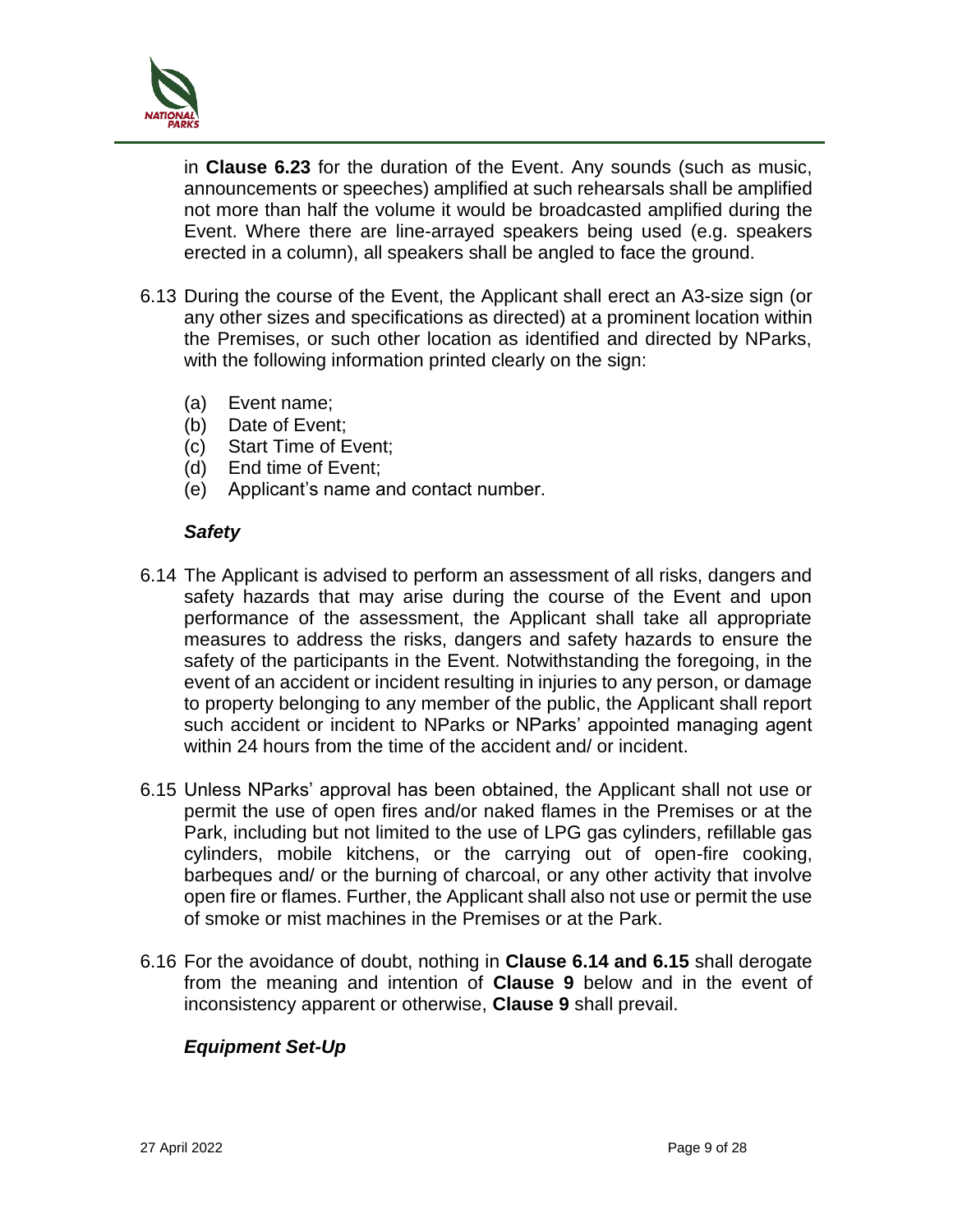in **Clause 6.23** for the duration of the Event. Any sounds (such as music, announcements or speeches) amplified at such rehearsals shall be amplified not more than half the volume it would be broadcasted amplified during the Event. Where there are line-arrayed speakers being used (e.g. speakers erected in a column), all speakers shall be angled to face the ground.

6.13 During the course of the Event, the Applicant shall erect an A3-size sign (or any other sizes and specifications as directed) at a prominent location within the Premises, or such other location as identified and directed by NParks, with the following information printed clearly on the sign:

(a) Event name;
(b) Date of Event;
(c) Start Time of Event;
(d) End time of Event;
(e) Applicant's name and contact number.

***Safety***

6.14 The Applicant is advised to perform an assessment of all risks, dangers and safety hazards that may arise during the course of the Event and upon performance of the assessment, the Applicant shall take all appropriate measures to address the risks, dangers and safety hazards to ensure the safety of the participants in the Event. Notwithstanding the foregoing, in the event of an accident or incident resulting in injuries to any person, or damage to property belonging to any member of the public, the Applicant shall report such accident or incident to NParks or NParks' appointed managing agent within 24 hours from the time of the accident and/ or incident.

6.15 Unless NParks' approval has been obtained, the Applicant shall not use or permit the use of open fires and/or naked flames in the Premises or at the Park, including but not limited to the use of LPG gas cylinders, refillable gas cylinders, mobile kitchens, or the carrying out of open-fire cooking, barbeques and/ or the burning of charcoal, or any other activity that involve open fire or flames. Further, the Applicant shall also not use or permit the use of smoke or mist machines in the Premises or at the Park.

6.16 For the avoidance of doubt, nothing in **Clause 6.14 and 6.15** shall derogate from the meaning and intention of **Clause 9** below and in the event of inconsistency apparent or otherwise, **Clause 9** shall prevail.

***Equipment Set-Up***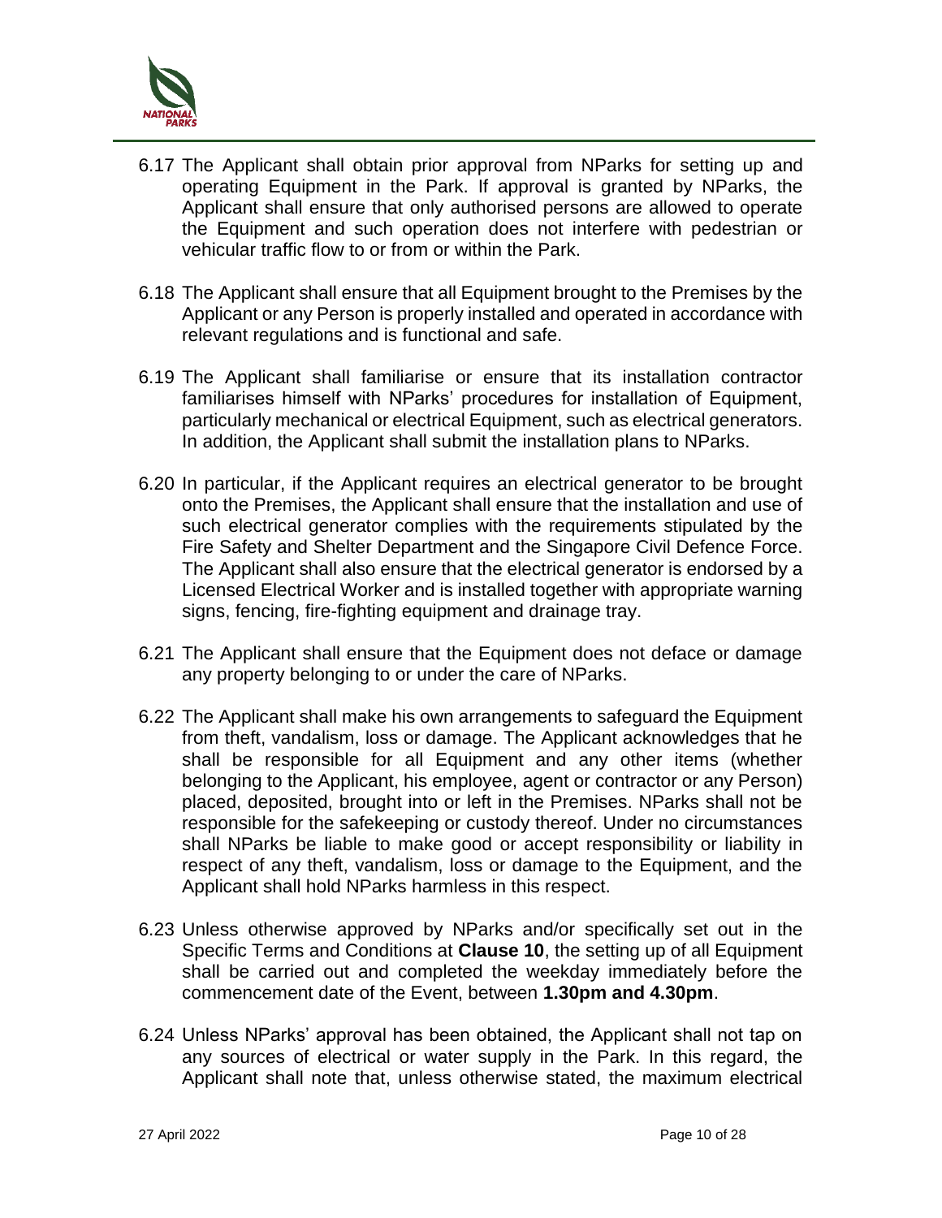6.17 The Applicant shall obtain prior approval from NParks for setting up and operating Equipment in the Park. If approval is granted by NParks, the Applicant shall ensure that only authorised persons are allowed to operate the Equipment and such operation does not interfere with pedestrian or vehicular traffic flow to or from or within the Park.

6.18 The Applicant shall ensure that all Equipment brought to the Premises by the Applicant or any Person is properly installed and operated in accordance with relevant regulations and is functional and safe.

6.19 The Applicant shall familiarise or ensure that its installation contractor familiarises himself with NParks' procedures for installation of Equipment, particularly mechanical or electrical Equipment, such as electrical generators. In addition, the Applicant shall submit the installation plans to NParks.

6.20 In particular, if the Applicant requires an electrical generator to be brought onto the Premises, the Applicant shall ensure that the installation and use of such electrical generator complies with the requirements stipulated by the Fire Safety and Shelter Department and the Singapore Civil Defence Force. The Applicant shall also ensure that the electrical generator is endorsed by a Licensed Electrical Worker and is installed together with appropriate warning signs, fencing, fire-fighting equipment and drainage tray.

6.21 The Applicant shall ensure that the Equipment does not deface or damage any property belonging to or under the care of NParks.

6.22 The Applicant shall make his own arrangements to safeguard the Equipment from theft, vandalism, loss or damage. The Applicant acknowledges that he shall be responsible for all Equipment and any other items (whether belonging to the Applicant, his employee, agent or contractor or any Person) placed, deposited, brought into or left in the Premises. NParks shall not be responsible for the safekeeping or custody thereof. Under no circumstances shall NParks be liable to make good or accept responsibility or liability in respect of any theft, vandalism, loss or damage to the Equipment, and the Applicant shall hold NParks harmless in this respect.

6.23 Unless otherwise approved by NParks and/or specifically set out in the Specific Terms and Conditions at **Clause 10**, the setting up of all Equipment shall be carried out and completed the weekday immediately before the commencement date of the Event, between **1.30pm and 4.30pm**.

6.24 Unless NParks' approval has been obtained, the Applicant shall not tap on any sources of electrical or water supply in the Park. In this regard, the Applicant shall note that, unless otherwise stated, the maximum electrical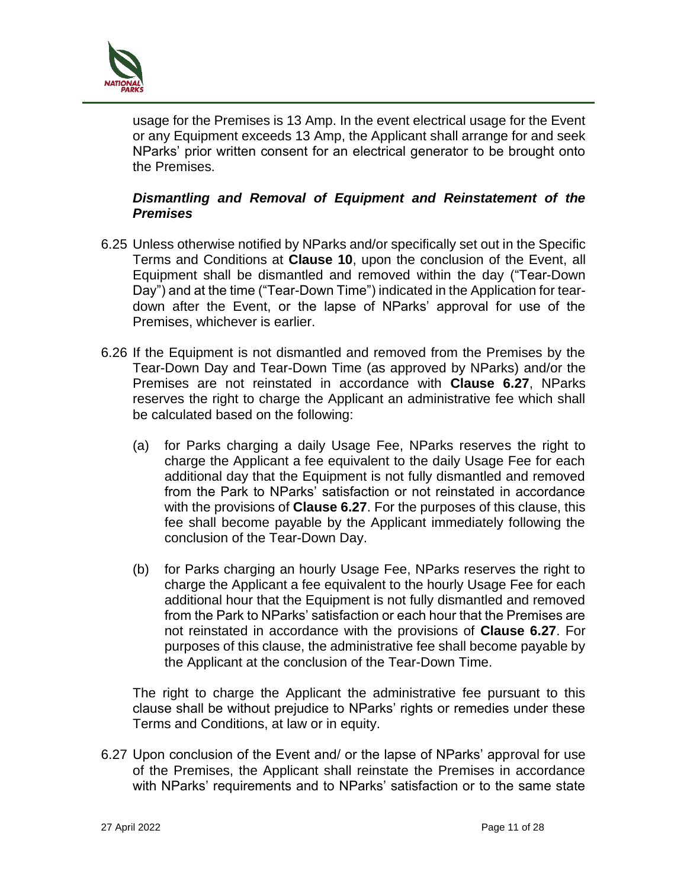usage for the Premises is 13 Amp. In the event electrical usage for the Event or any Equipment exceeds 13 Amp, the Applicant shall arrange for and seek NParks' prior written consent for an electrical generator to be brought onto the Premises.

***Dismantling and Removal of Equipment and Reinstatement of the Premises***

6.25 Unless otherwise notified by NParks and/or specifically set out in the Specific Terms and Conditions at **Clause 10**, upon the conclusion of the Event, all Equipment shall be dismantled and removed within the day ("Tear-Down Day") and at the time ("Tear-Down Time") indicated in the Application for tear-down after the Event, or the lapse of NParks' approval for use of the Premises, whichever is earlier.

6.26 If the Equipment is not dismantled and removed from the Premises by the Tear-Down Day and Tear-Down Time (as approved by NParks) and/or the Premises are not reinstated in accordance with **Clause 6.27**, NParks reserves the right to charge the Applicant an administrative fee which shall be calculated based on the following:

(a) for Parks charging a daily Usage Fee, NParks reserves the right to charge the Applicant a fee equivalent to the daily Usage Fee for each additional day that the Equipment is not fully dismantled and removed from the Park to NParks' satisfaction or not reinstated in accordance with the provisions of **Clause 6.27**. For the purposes of this clause, this fee shall become payable by the Applicant immediately following the conclusion of the Tear-Down Day.

(b) for Parks charging an hourly Usage Fee, NParks reserves the right to charge the Applicant a fee equivalent to the hourly Usage Fee for each additional hour that the Equipment is not fully dismantled and removed from the Park to NParks' satisfaction or each hour that the Premises are not reinstated in accordance with the provisions of **Clause 6.27**. For purposes of this clause, the administrative fee shall become payable by the Applicant at the conclusion of the Tear-Down Time.

The right to charge the Applicant the administrative fee pursuant to this clause shall be without prejudice to NParks' rights or remedies under these Terms and Conditions, at law or in equity.

6.27 Upon conclusion of the Event and/ or the lapse of NParks' approval for use of the Premises, the Applicant shall reinstate the Premises in accordance with NParks' requirements and to NParks' satisfaction or to the same state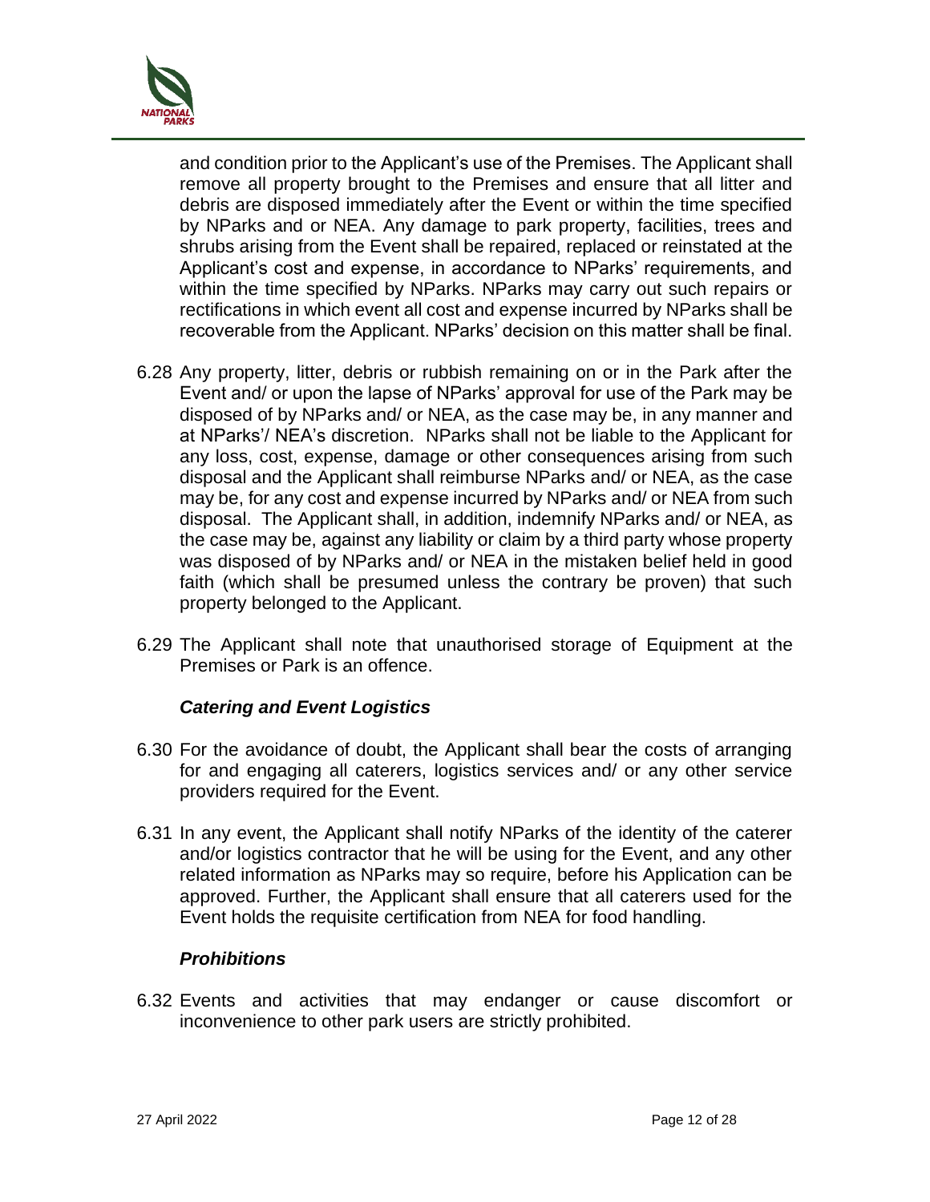and condition prior to the Applicant's use of the Premises. The Applicant shall remove all property brought to the Premises and ensure that all litter and debris are disposed immediately after the Event or within the time specified by NParks and or NEA. Any damage to park property, facilities, trees and shrubs arising from the Event shall be repaired, replaced or reinstated at the Applicant's cost and expense, in accordance to NParks' requirements, and within the time specified by NParks. NParks may carry out such repairs or rectifications in which event all cost and expense incurred by NParks shall be recoverable from the Applicant. NParks' decision on this matter shall be final.

6.28 Any property, litter, debris or rubbish remaining on or in the Park after the Event and/ or upon the lapse of NParks' approval for use of the Park may be disposed of by NParks and/ or NEA, as the case may be, in any manner and at NParks'/ NEA's discretion. NParks shall not be liable to the Applicant for any loss, cost, expense, damage or other consequences arising from such disposal and the Applicant shall reimburse NParks and/ or NEA, as the case may be, for any cost and expense incurred by NParks and/ or NEA from such disposal. The Applicant shall, in addition, indemnify NParks and/ or NEA, as the case may be, against any liability or claim by a third party whose property was disposed of by NParks and/ or NEA in the mistaken belief held in good faith (which shall be presumed unless the contrary be proven) that such property belonged to the Applicant.

6.29 The Applicant shall note that unauthorised storage of Equipment at the Premises or Park is an offence.

***Catering and Event Logistics***

6.30 For the avoidance of doubt, the Applicant shall bear the costs of arranging for and engaging all caterers, logistics services and/ or any other service providers required for the Event.

6.31 In any event, the Applicant shall notify NParks of the identity of the caterer and/or logistics contractor that he will be using for the Event, and any other related information as NParks may so require, before his Application can be approved. Further, the Applicant shall ensure that all caterers used for the Event holds the requisite certification from NEA for food handling.

***Prohibitions***

6.32 Events and activities that may endanger or cause discomfort or inconvenience to other park users are strictly prohibited.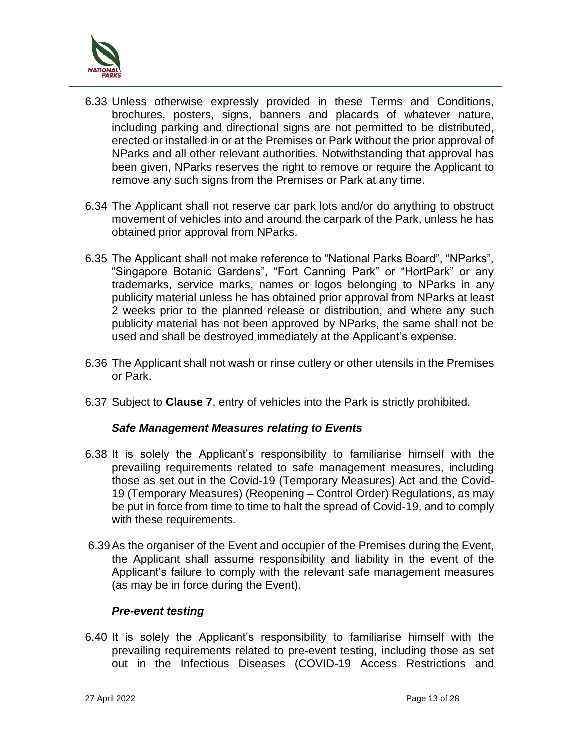6.33 Unless otherwise expressly provided in these Terms and Conditions, brochures, posters, signs, banners and placards of whatever nature, including parking and directional signs are not permitted to be distributed, erected or installed in or at the Premises or Park without the prior approval of NParks and all other relevant authorities. Notwithstanding that approval has been given, NParks reserves the right to remove or require the Applicant to remove any such signs from the Premises or Park at any time.

6.34 The Applicant shall not reserve car park lots and/or do anything to obstruct movement of vehicles into and around the carpark of the Park, unless he has obtained prior approval from NParks.

6.35 The Applicant shall not make reference to "National Parks Board", "NParks", "Singapore Botanic Gardens", "Fort Canning Park" or "HortPark" or any trademarks, service marks, names or logos belonging to NParks in any publicity material unless he has obtained prior approval from NParks at least 2 weeks prior to the planned release or distribution, and where any such publicity material has not been approved by NParks, the same shall not be used and shall be destroyed immediately at the Applicant's expense.

6.36 The Applicant shall not wash or rinse cutlery or other utensils in the Premises or Park.

6.37 Subject to **Clause 7**, entry of vehicles into the Park is strictly prohibited.

***Safe Management Measures relating to Events***

6.38 It is solely the Applicant's responsibility to familiarise himself with the prevailing requirements related to safe management measures, including those as set out in the Covid-19 (Temporary Measures) Act and the Covid-19 (Temporary Measures) (Reopening – Control Order) Regulations, as may be put in force from time to time to halt the spread of Covid-19, and to comply with these requirements.

6.39 As the organiser of the Event and occupier of the Premises during the Event, the Applicant shall assume responsibility and liability in the event of the Applicant's failure to comply with the relevant safe management measures (as may be in force during the Event).

***Pre-event testing***

6.40 It is solely the Applicant's responsibility to familiarise himself with the prevailing requirements related to pre-event testing, including those as set out in the Infectious Diseases (COVID-19 Access Restrictions and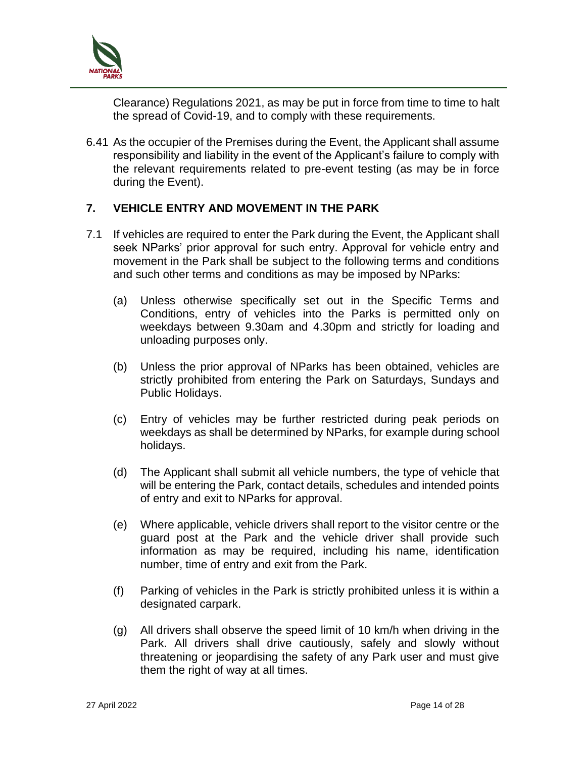Clearance) Regulations 2021, as may be put in force from time to time to halt the spread of Covid-19, and to comply with these requirements.

6.41 As the occupier of the Premises during the Event, the Applicant shall assume responsibility and liability in the event of the Applicant's failure to comply with the relevant requirements related to pre-event testing (as may be in force during the Event).

## 7. VEHICLE ENTRY AND MOVEMENT IN THE PARK

7.1 If vehicles are required to enter the Park during the Event, the Applicant shall seek NParks' prior approval for such entry. Approval for vehicle entry and movement in the Park shall be subject to the following terms and conditions and such other terms and conditions as may be imposed by NParks:

(a) Unless otherwise specifically set out in the Specific Terms and Conditions, entry of vehicles into the Parks is permitted only on weekdays between 9.30am and 4.30pm and strictly for loading and unloading purposes only.

(b) Unless the prior approval of NParks has been obtained, vehicles are strictly prohibited from entering the Park on Saturdays, Sundays and Public Holidays.

(c) Entry of vehicles may be further restricted during peak periods on weekdays as shall be determined by NParks, for example during school holidays.

(d) The Applicant shall submit all vehicle numbers, the type of vehicle that will be entering the Park, contact details, schedules and intended points of entry and exit to NParks for approval.

(e) Where applicable, vehicle drivers shall report to the visitor centre or the guard post at the Park and the vehicle driver shall provide such information as may be required, including his name, identification number, time of entry and exit from the Park.

(f) Parking of vehicles in the Park is strictly prohibited unless it is within a designated carpark.

(g) All drivers shall observe the speed limit of 10 km/h when driving in the Park. All drivers shall drive cautiously, safely and slowly without threatening or jeopardising the safety of any Park user and must give them the right of way at all times.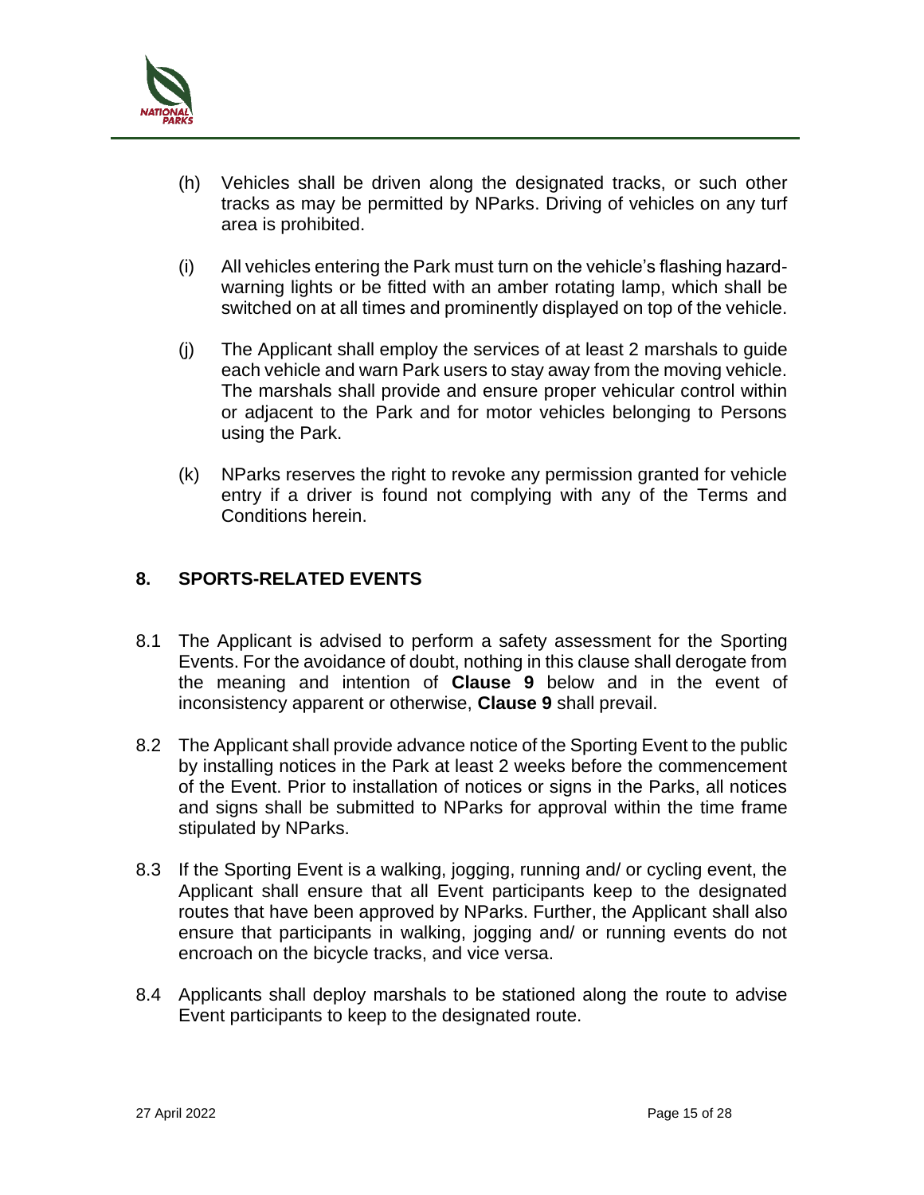(h) Vehicles shall be driven along the designated tracks, or such other tracks as may be permitted by NParks. Driving of vehicles on any turf area is prohibited.

(i) All vehicles entering the Park must turn on the vehicle's flashing hazard-warning lights or be fitted with an amber rotating lamp, which shall be switched on at all times and prominently displayed on top of the vehicle.

(j) The Applicant shall employ the services of at least 2 marshals to guide each vehicle and warn Park users to stay away from the moving vehicle. The marshals shall provide and ensure proper vehicular control within or adjacent to the Park and for motor vehicles belonging to Persons using the Park.

(k) NParks reserves the right to revoke any permission granted for vehicle entry if a driver is found not complying with any of the Terms and Conditions herein.

## 8. SPORTS-RELATED EVENTS

8.1 The Applicant is advised to perform a safety assessment for the Sporting Events. For the avoidance of doubt, nothing in this clause shall derogate from the meaning and intention of **Clause 9** below and in the event of inconsistency apparent or otherwise, **Clause 9** shall prevail.

8.2 The Applicant shall provide advance notice of the Sporting Event to the public by installing notices in the Park at least 2 weeks before the commencement of the Event. Prior to installation of notices or signs in the Parks, all notices and signs shall be submitted to NParks for approval within the time frame stipulated by NParks.

8.3 If the Sporting Event is a walking, jogging, running and/ or cycling event, the Applicant shall ensure that all Event participants keep to the designated routes that have been approved by NParks. Further, the Applicant shall also ensure that participants in walking, jogging and/ or running events do not encroach on the bicycle tracks, and vice versa.

8.4 Applicants shall deploy marshals to be stationed along the route to advise Event participants to keep to the designated route.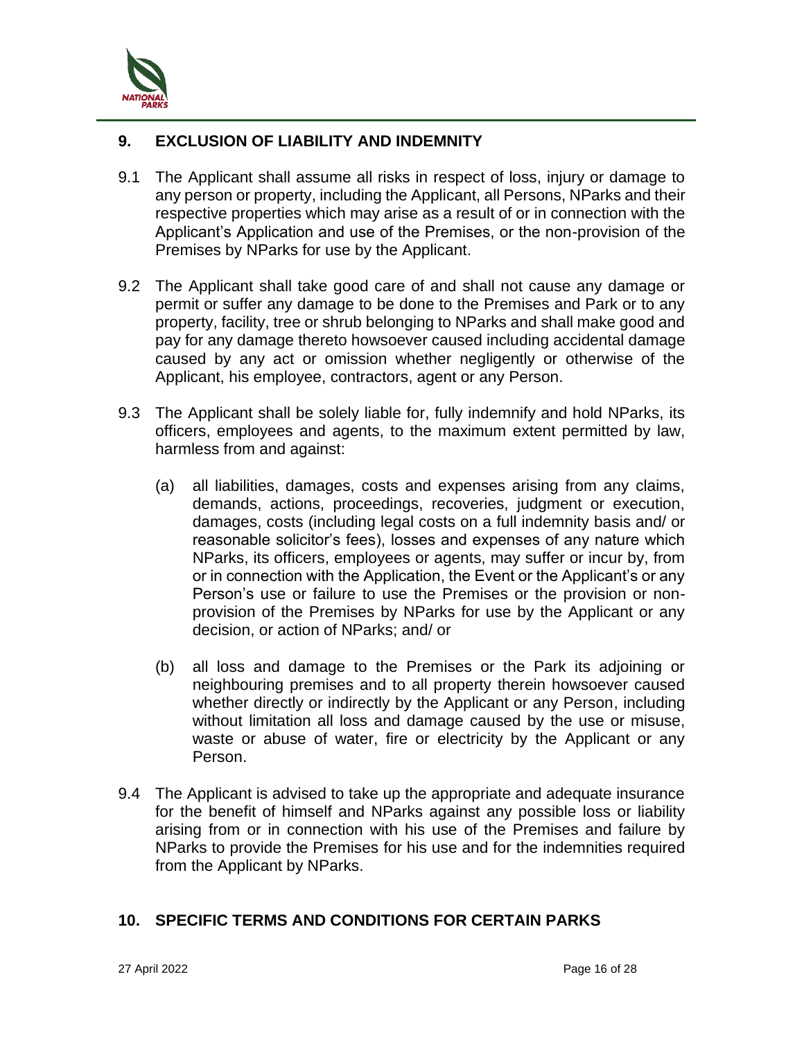## 9. EXCLUSION OF LIABILITY AND INDEMNITY

9.1 The Applicant shall assume all risks in respect of loss, injury or damage to any person or property, including the Applicant, all Persons, NParks and their respective properties which may arise as a result of or in connection with the Applicant's Application and use of the Premises, or the non-provision of the Premises by NParks for use by the Applicant.

9.2 The Applicant shall take good care of and shall not cause any damage or permit or suffer any damage to be done to the Premises and Park or to any property, facility, tree or shrub belonging to NParks and shall make good and pay for any damage thereto howsoever caused including accidental damage caused by any act or omission whether negligently or otherwise of the Applicant, his employee, contractors, agent or any Person.

9.3 The Applicant shall be solely liable for, fully indemnify and hold NParks, its officers, employees and agents, to the maximum extent permitted by law, harmless from and against:

(a) all liabilities, damages, costs and expenses arising from any claims, demands, actions, proceedings, recoveries, judgment or execution, damages, costs (including legal costs on a full indemnity basis and/ or reasonable solicitor's fees), losses and expenses of any nature which NParks, its officers, employees or agents, may suffer or incur by, from or in connection with the Application, the Event or the Applicant's or any Person's use or failure to use the Premises or the provision or non-provision of the Premises by NParks for use by the Applicant or any decision, or action of NParks; and/ or

(b) all loss and damage to the Premises or the Park its adjoining or neighbouring premises and to all property therein howsoever caused whether directly or indirectly by the Applicant or any Person, including without limitation all loss and damage caused by the use or misuse, waste or abuse of water, fire or electricity by the Applicant or any Person.

9.4 The Applicant is advised to take up the appropriate and adequate insurance for the benefit of himself and NParks against any possible loss or liability arising from or in connection with his use of the Premises and failure by NParks to provide the Premises for his use and for the indemnities required from the Applicant by NParks.

## 10. SPECIFIC TERMS AND CONDITIONS FOR CERTAIN PARKS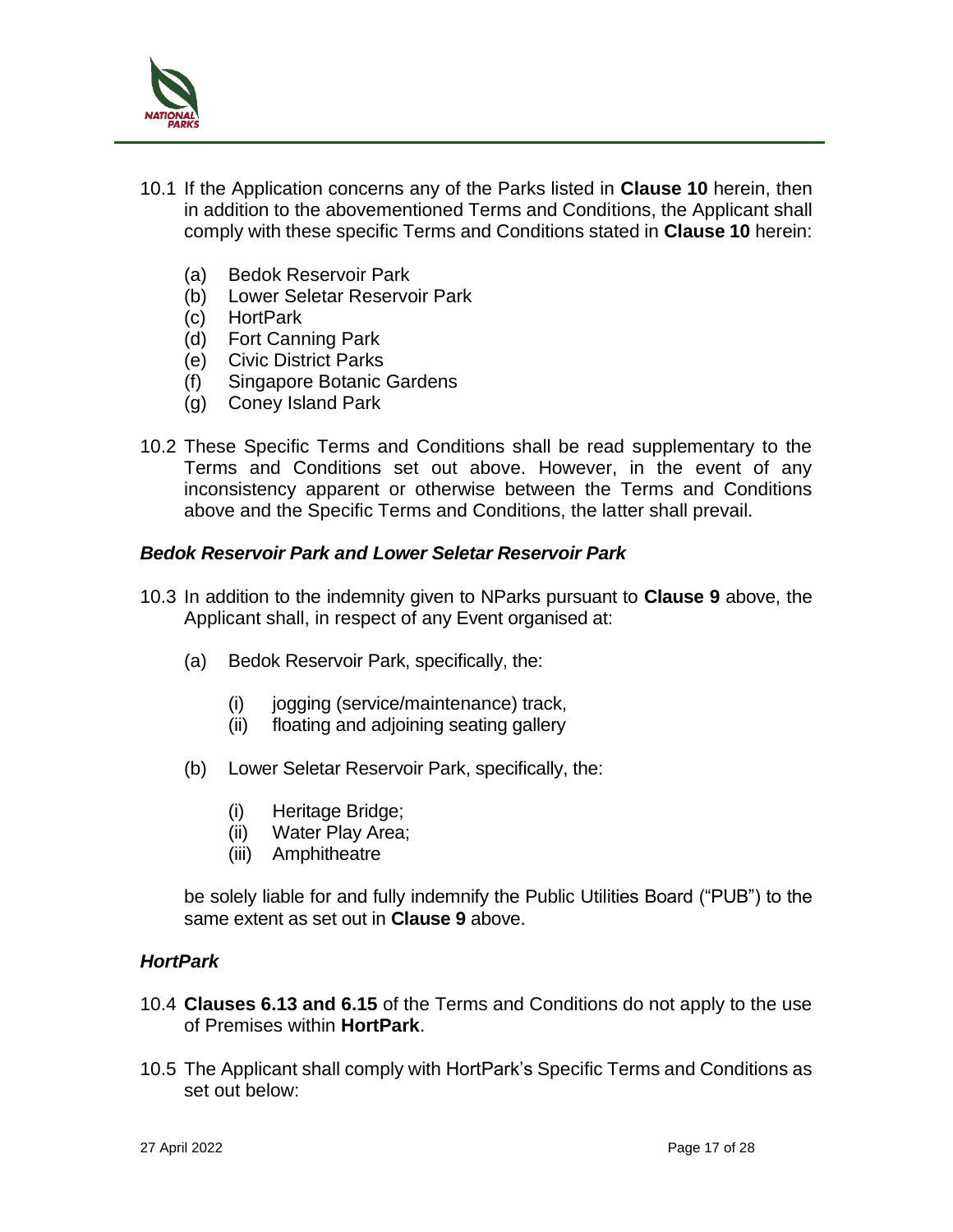10.1 If the Application concerns any of the Parks listed in **Clause 10** herein, then in addition to the abovementioned Terms and Conditions, the Applicant shall comply with these specific Terms and Conditions stated in **Clause 10** herein:

   (a) Bedok Reservoir Park
   (b) Lower Seletar Reservoir Park
   (c) HortPark
   (d) Fort Canning Park
   (e) Civic District Parks
   (f) Singapore Botanic Gardens
   (g) Coney Island Park

10.2 These Specific Terms and Conditions shall be read supplementary to the Terms and Conditions set out above. However, in the event of any inconsistency apparent or otherwise between the Terms and Conditions above and the Specific Terms and Conditions, the latter shall prevail.

***Bedok Reservoir Park and Lower Seletar Reservoir Park***

10.3 In addition to the indemnity given to NParks pursuant to **Clause 9** above, the Applicant shall, in respect of any Event organised at:

   (a) Bedok Reservoir Park, specifically, the:

      (i) jogging (service/maintenance) track,
      (ii) floating and adjoining seating gallery

   (b) Lower Seletar Reservoir Park, specifically, the:

      (i) Heritage Bridge;
      (ii) Water Play Area;
      (iii) Amphitheatre

   be solely liable for and fully indemnify the Public Utilities Board ("PUB") to the same extent as set out in **Clause 9** above.

***HortPark***

10.4 **Clauses 6.13 and 6.15** of the Terms and Conditions do not apply to the use of Premises within **HortPark**.

10.5 The Applicant shall comply with HortPark's Specific Terms and Conditions as set out below: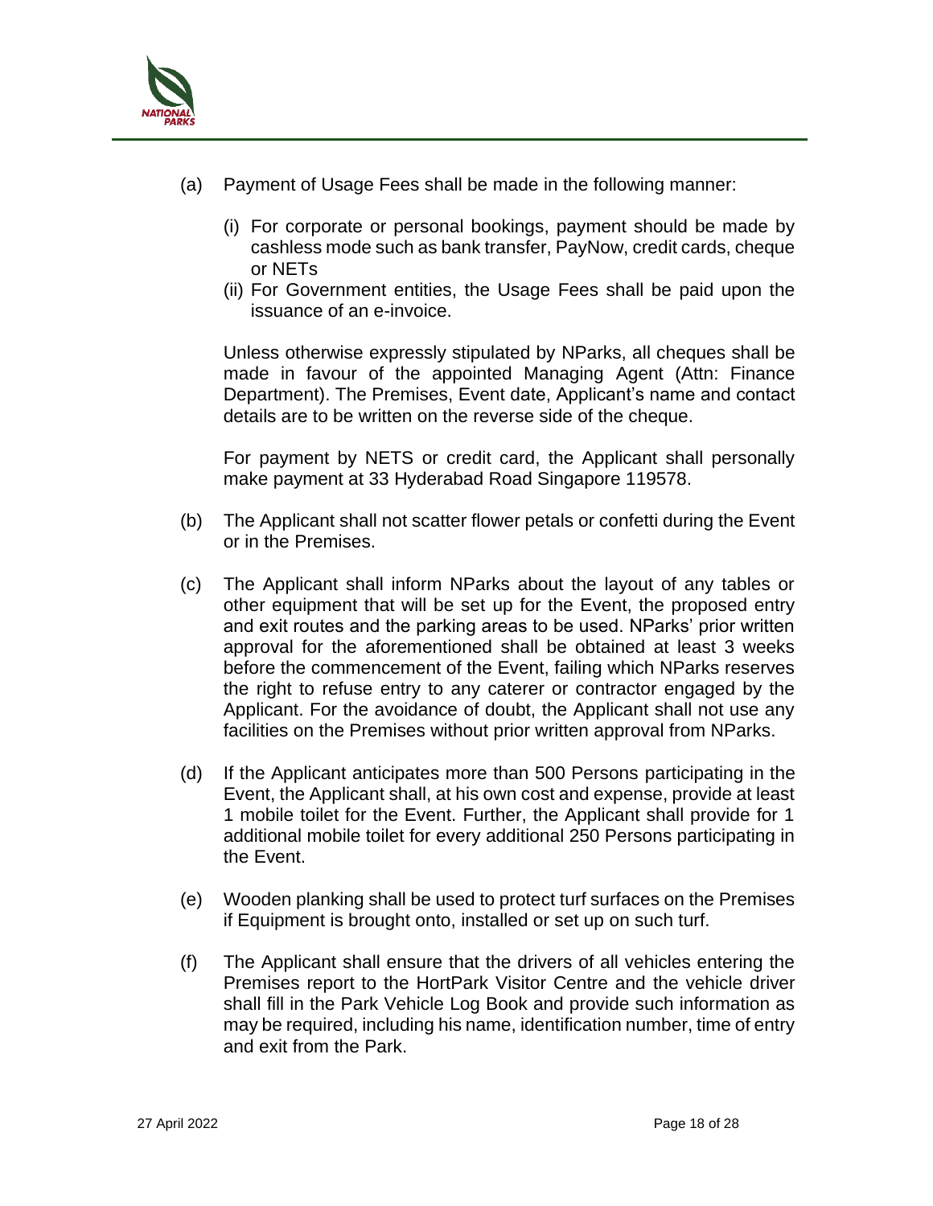(a) Payment of Usage Fees shall be made in the following manner:

    (i) For corporate or personal bookings, payment should be made by cashless mode such as bank transfer, PayNow, credit cards, cheque or NETs

    (ii) For Government entities, the Usage Fees shall be paid upon the issuance of an e-invoice.

    Unless otherwise expressly stipulated by NParks, all cheques shall be made in favour of the appointed Managing Agent (Attn: Finance Department). The Premises, Event date, Applicant's name and contact details are to be written on the reverse side of the cheque.

    For payment by NETS or credit card, the Applicant shall personally make payment at 33 Hyderabad Road Singapore 119578.

(b) The Applicant shall not scatter flower petals or confetti during the Event or in the Premises.

(c) The Applicant shall inform NParks about the layout of any tables or other equipment that will be set up for the Event, the proposed entry and exit routes and the parking areas to be used. NParks' prior written approval for the aforementioned shall be obtained at least 3 weeks before the commencement of the Event, failing which NParks reserves the right to refuse entry to any caterer or contractor engaged by the Applicant. For the avoidance of doubt, the Applicant shall not use any facilities on the Premises without prior written approval from NParks.

(d) If the Applicant anticipates more than 500 Persons participating in the Event, the Applicant shall, at his own cost and expense, provide at least 1 mobile toilet for the Event. Further, the Applicant shall provide for 1 additional mobile toilet for every additional 250 Persons participating in the Event.

(e) Wooden planking shall be used to protect turf surfaces on the Premises if Equipment is brought onto, installed or set up on such turf.

(f) The Applicant shall ensure that the drivers of all vehicles entering the Premises report to the HortPark Visitor Centre and the vehicle driver shall fill in the Park Vehicle Log Book and provide such information as may be required, including his name, identification number, time of entry and exit from the Park.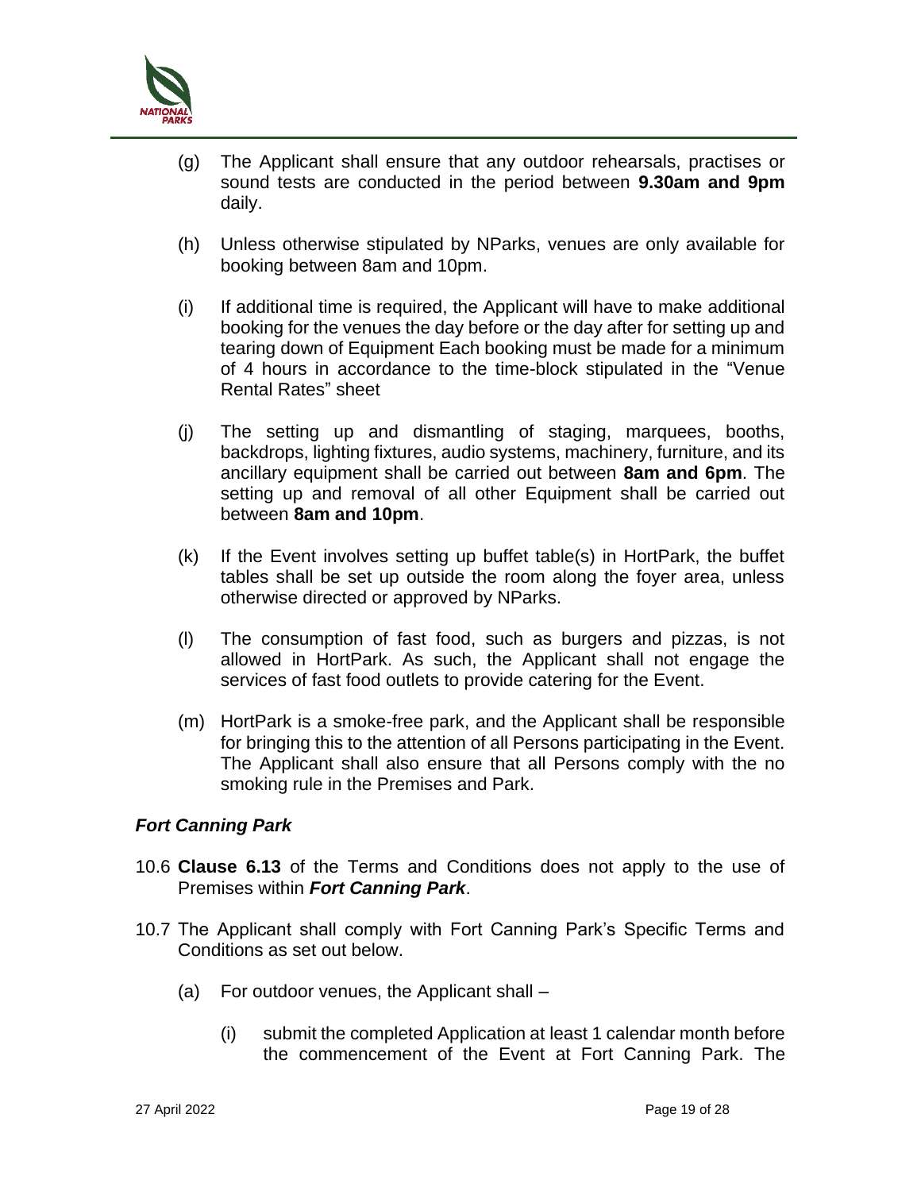(g) The Applicant shall ensure that any outdoor rehearsals, practises or sound tests are conducted in the period between **9.30am and 9pm** daily.

(h) Unless otherwise stipulated by NParks, venues are only available for booking between 8am and 10pm.

(i) If additional time is required, the Applicant will have to make additional booking for the venues the day before or the day after for setting up and tearing down of Equipment Each booking must be made for a minimum of 4 hours in accordance to the time-block stipulated in the "Venue Rental Rates" sheet

(j) The setting up and dismantling of staging, marquees, booths, backdrops, lighting fixtures, audio systems, machinery, furniture, and its ancillary equipment shall be carried out between **8am and 6pm**. The setting up and removal of all other Equipment shall be carried out between **8am and 10pm**.

(k) If the Event involves setting up buffet table(s) in HortPark, the buffet tables shall be set up outside the room along the foyer area, unless otherwise directed or approved by NParks.

(l) The consumption of fast food, such as burgers and pizzas, is not allowed in HortPark. As such, the Applicant shall not engage the services of fast food outlets to provide catering for the Event.

(m) HortPark is a smoke-free park, and the Applicant shall be responsible for bringing this to the attention of all Persons participating in the Event. The Applicant shall also ensure that all Persons comply with the no smoking rule in the Premises and Park.

***Fort Canning Park***

10.6 **Clause 6.13** of the Terms and Conditions does not apply to the use of Premises within ***Fort Canning Park***.

10.7 The Applicant shall comply with Fort Canning Park's Specific Terms and Conditions as set out below.

(a) For outdoor venues, the Applicant shall –

(i) submit the completed Application at least 1 calendar month before the commencement of the Event at Fort Canning Park. The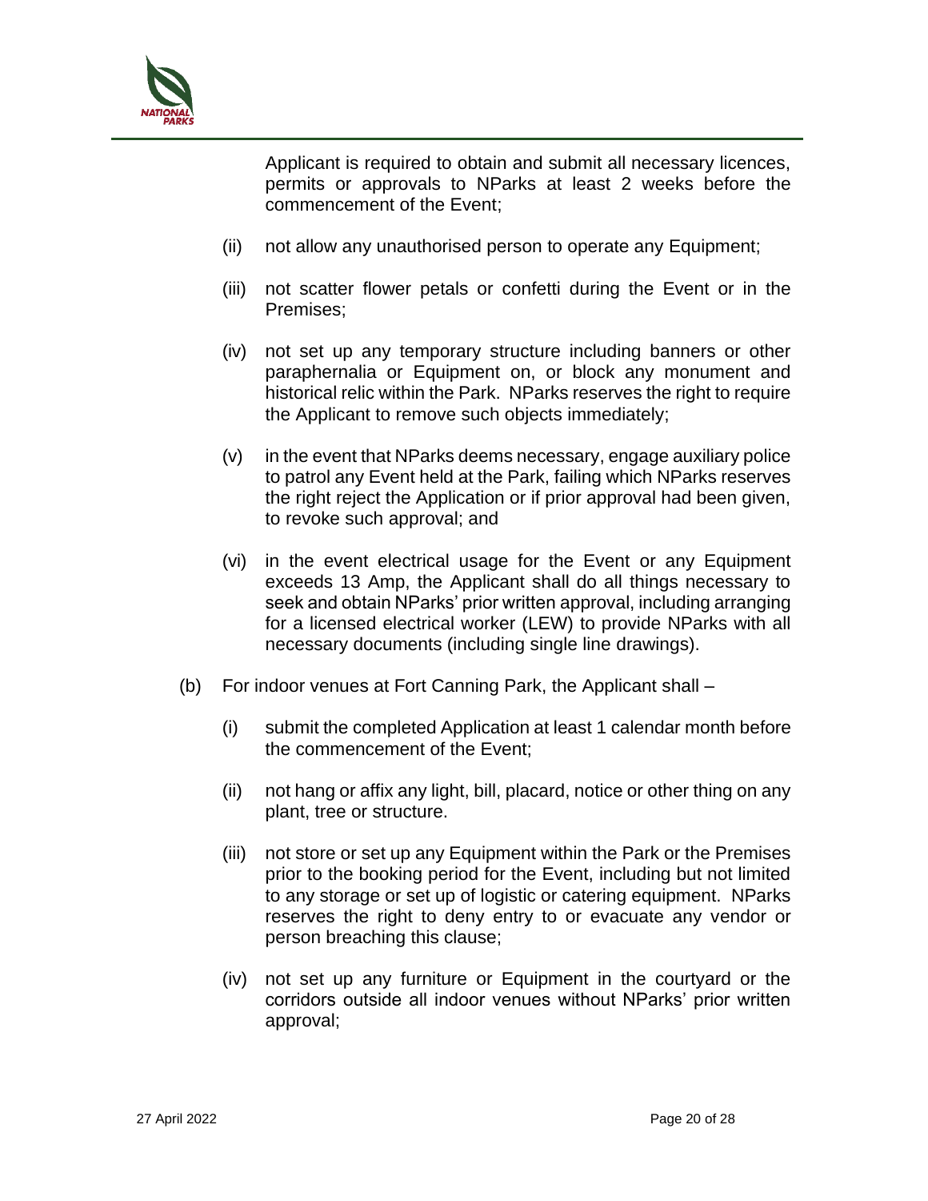Applicant is required to obtain and submit all necessary licences, permits or approvals to NParks at least 2 weeks before the commencement of the Event;

(ii) not allow any unauthorised person to operate any Equipment;

(iii) not scatter flower petals or confetti during the Event or in the Premises;

(iv) not set up any temporary structure including banners or other paraphernalia or Equipment on, or block any monument and historical relic within the Park. NParks reserves the right to require the Applicant to remove such objects immediately;

(v) in the event that NParks deems necessary, engage auxiliary police to patrol any Event held at the Park, failing which NParks reserves the right reject the Application or if prior approval had been given, to revoke such approval; and

(vi) in the event electrical usage for the Event or any Equipment exceeds 13 Amp, the Applicant shall do all things necessary to seek and obtain NParks' prior written approval, including arranging for a licensed electrical worker (LEW) to provide NParks with all necessary documents (including single line drawings).

(b) For indoor venues at Fort Canning Park, the Applicant shall –

(i) submit the completed Application at least 1 calendar month before the commencement of the Event;

(ii) not hang or affix any light, bill, placard, notice or other thing on any plant, tree or structure.

(iii) not store or set up any Equipment within the Park or the Premises prior to the booking period for the Event, including but not limited to any storage or set up of logistic or catering equipment. NParks reserves the right to deny entry to or evacuate any vendor or person breaching this clause;

(iv) not set up any furniture or Equipment in the courtyard or the corridors outside all indoor venues without NParks' prior written approval;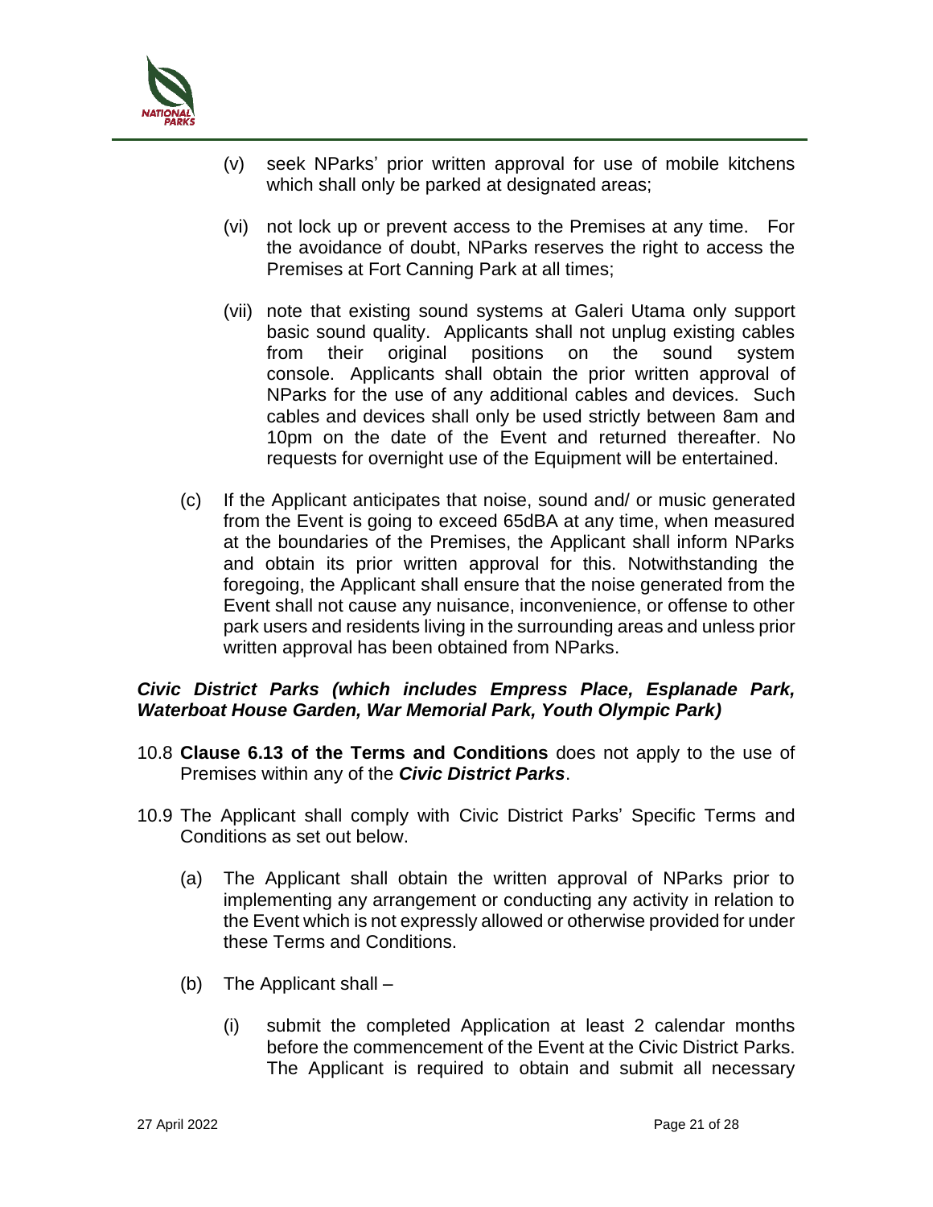(v) seek NParks' prior written approval for use of mobile kitchens which shall only be parked at designated areas;

(vi) not lock up or prevent access to the Premises at any time. For the avoidance of doubt, NParks reserves the right to access the Premises at Fort Canning Park at all times;

(vii) note that existing sound systems at Galeri Utama only support basic sound quality. Applicants shall not unplug existing cables from their original positions on the sound system console. Applicants shall obtain the prior written approval of NParks for the use of any additional cables and devices. Such cables and devices shall only be used strictly between 8am and 10pm on the date of the Event and returned thereafter. No requests for overnight use of the Equipment will be entertained.

(c) If the Applicant anticipates that noise, sound and/ or music generated from the Event is going to exceed 65dBA at any time, when measured at the boundaries of the Premises, the Applicant shall inform NParks and obtain its prior written approval for this. Notwithstanding the foregoing, the Applicant shall ensure that the noise generated from the Event shall not cause any nuisance, inconvenience, or offense to other park users and residents living in the surrounding areas and unless prior written approval has been obtained from NParks.

***Civic District Parks (which includes Empress Place, Esplanade Park, Waterboat House Garden, War Memorial Park, Youth Olympic Park)***

10.8 **Clause 6.13 of the Terms and Conditions** does not apply to the use of Premises within any of the ***Civic District Parks***.

10.9 The Applicant shall comply with Civic District Parks' Specific Terms and Conditions as set out below.

(a) The Applicant shall obtain the written approval of NParks prior to implementing any arrangement or conducting any activity in relation to the Event which is not expressly allowed or otherwise provided for under these Terms and Conditions.

(b) The Applicant shall –

(i) submit the completed Application at least 2 calendar months before the commencement of the Event at the Civic District Parks. The Applicant is required to obtain and submit all necessary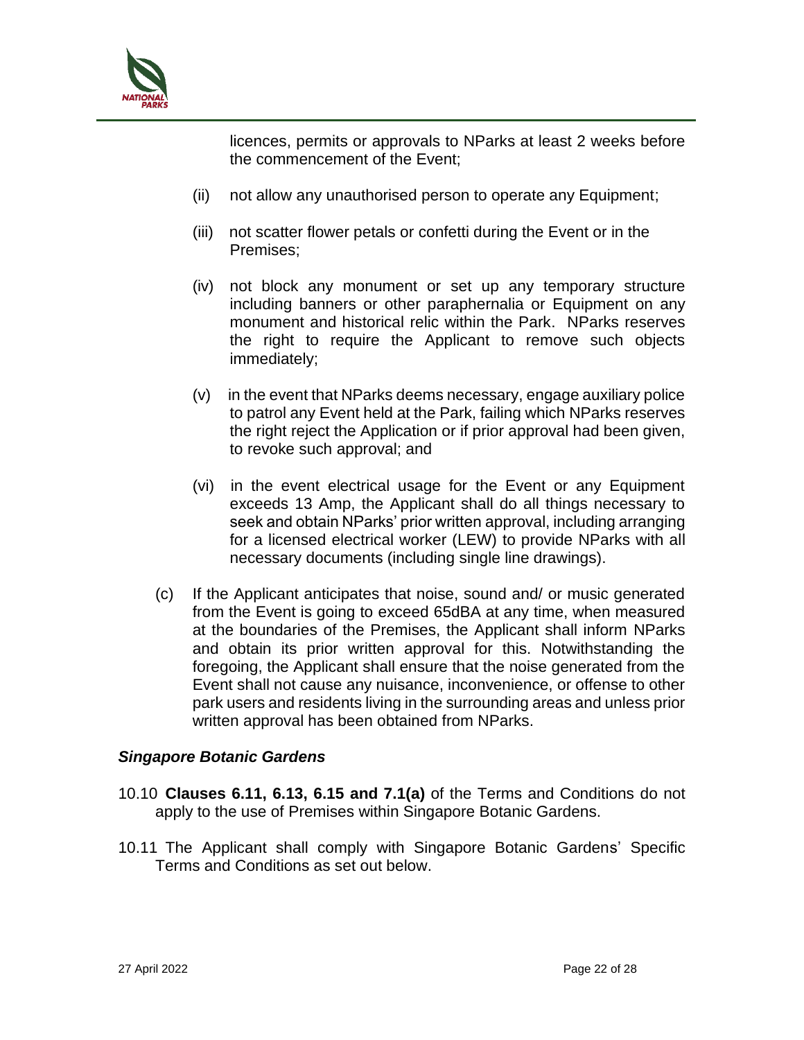licences, permits or approvals to NParks at least 2 weeks before the commencement of the Event;

(ii) not allow any unauthorised person to operate any Equipment;

(iii) not scatter flower petals or confetti during the Event or in the Premises;

(iv) not block any monument or set up any temporary structure including banners or other paraphernalia or Equipment on any monument and historical relic within the Park. NParks reserves the right to require the Applicant to remove such objects immediately;

(v) in the event that NParks deems necessary, engage auxiliary police to patrol any Event held at the Park, failing which NParks reserves the right reject the Application or if prior approval had been given, to revoke such approval; and

(vi) in the event electrical usage for the Event or any Equipment exceeds 13 Amp, the Applicant shall do all things necessary to seek and obtain NParks' prior written approval, including arranging for a licensed electrical worker (LEW) to provide NParks with all necessary documents (including single line drawings).

(c) If the Applicant anticipates that noise, sound and/ or music generated from the Event is going to exceed 65dBA at any time, when measured at the boundaries of the Premises, the Applicant shall inform NParks and obtain its prior written approval for this. Notwithstanding the foregoing, the Applicant shall ensure that the noise generated from the Event shall not cause any nuisance, inconvenience, or offense to other park users and residents living in the surrounding areas and unless prior written approval has been obtained from NParks.

***Singapore Botanic Gardens***

10.10 **Clauses 6.11, 6.13, 6.15 and 7.1(a)** of the Terms and Conditions do not apply to the use of Premises within Singapore Botanic Gardens.

10.11 The Applicant shall comply with Singapore Botanic Gardens' Specific Terms and Conditions as set out below.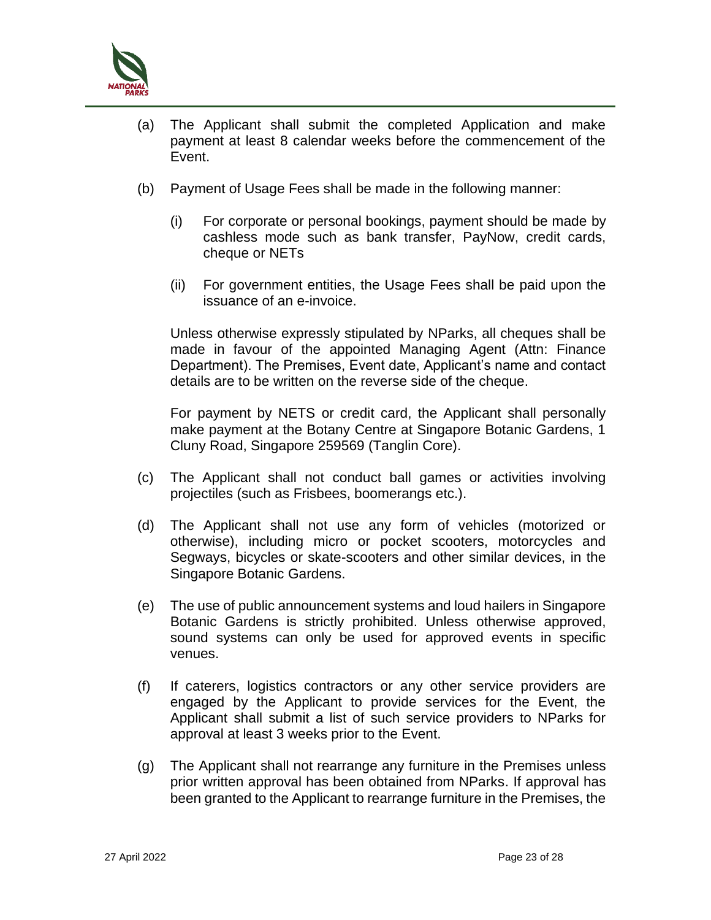(a) The Applicant shall submit the completed Application and make payment at least 8 calendar weeks before the commencement of the Event.

(b) Payment of Usage Fees shall be made in the following manner:

  (i) For corporate or personal bookings, payment should be made by cashless mode such as bank transfer, PayNow, credit cards, cheque or NETs

  (ii) For government entities, the Usage Fees shall be paid upon the issuance of an e-invoice.

  Unless otherwise expressly stipulated by NParks, all cheques shall be made in favour of the appointed Managing Agent (Attn: Finance Department). The Premises, Event date, Applicant's name and contact details are to be written on the reverse side of the cheque.

  For payment by NETS or credit card, the Applicant shall personally make payment at the Botany Centre at Singapore Botanic Gardens, 1 Cluny Road, Singapore 259569 (Tanglin Core).

(c) The Applicant shall not conduct ball games or activities involving projectiles (such as Frisbees, boomerangs etc.).

(d) The Applicant shall not use any form of vehicles (motorized or otherwise), including micro or pocket scooters, motorcycles and Segways, bicycles or skate-scooters and other similar devices, in the Singapore Botanic Gardens.

(e) The use of public announcement systems and loud hailers in Singapore Botanic Gardens is strictly prohibited. Unless otherwise approved, sound systems can only be used for approved events in specific venues.

(f) If caterers, logistics contractors or any other service providers are engaged by the Applicant to provide services for the Event, the Applicant shall submit a list of such service providers to NParks for approval at least 3 weeks prior to the Event.

(g) The Applicant shall not rearrange any furniture in the Premises unless prior written approval has been obtained from NParks. If approval has been granted to the Applicant to rearrange furniture in the Premises, the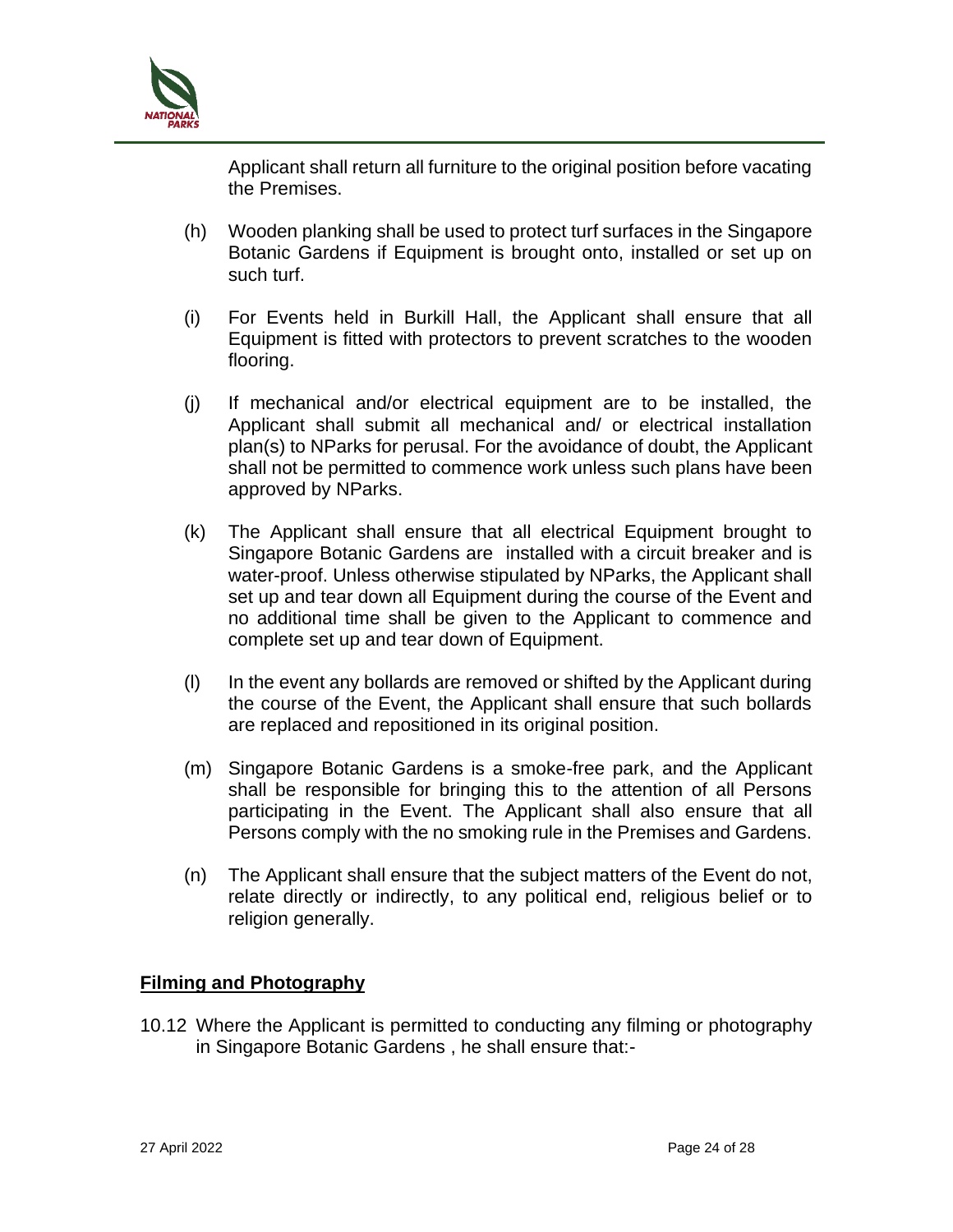Applicant shall return all furniture to the original position before vacating the Premises.

(h) Wooden planking shall be used to protect turf surfaces in the Singapore Botanic Gardens if Equipment is brought onto, installed or set up on such turf.

(i) For Events held in Burkill Hall, the Applicant shall ensure that all Equipment is fitted with protectors to prevent scratches to the wooden flooring.

(j) If mechanical and/or electrical equipment are to be installed, the Applicant shall submit all mechanical and/ or electrical installation plan(s) to NParks for perusal. For the avoidance of doubt, the Applicant shall not be permitted to commence work unless such plans have been approved by NParks.

(k) The Applicant shall ensure that all electrical Equipment brought to Singapore Botanic Gardens are installed with a circuit breaker and is water-proof. Unless otherwise stipulated by NParks, the Applicant shall set up and tear down all Equipment during the course of the Event and no additional time shall be given to the Applicant to commence and complete set up and tear down of Equipment.

(l) In the event any bollards are removed or shifted by the Applicant during the course of the Event, the Applicant shall ensure that such bollards are replaced and repositioned in its original position.

(m) Singapore Botanic Gardens is a smoke-free park, and the Applicant shall be responsible for bringing this to the attention of all Persons participating in the Event. The Applicant shall also ensure that all Persons comply with the no smoking rule in the Premises and Gardens.

(n) The Applicant shall ensure that the subject matters of the Event do not, relate directly or indirectly, to any political end, religious belief or to religion generally.

**Filming and Photography**

10.12 Where the Applicant is permitted to conducting any filming or photography in Singapore Botanic Gardens , he shall ensure that:-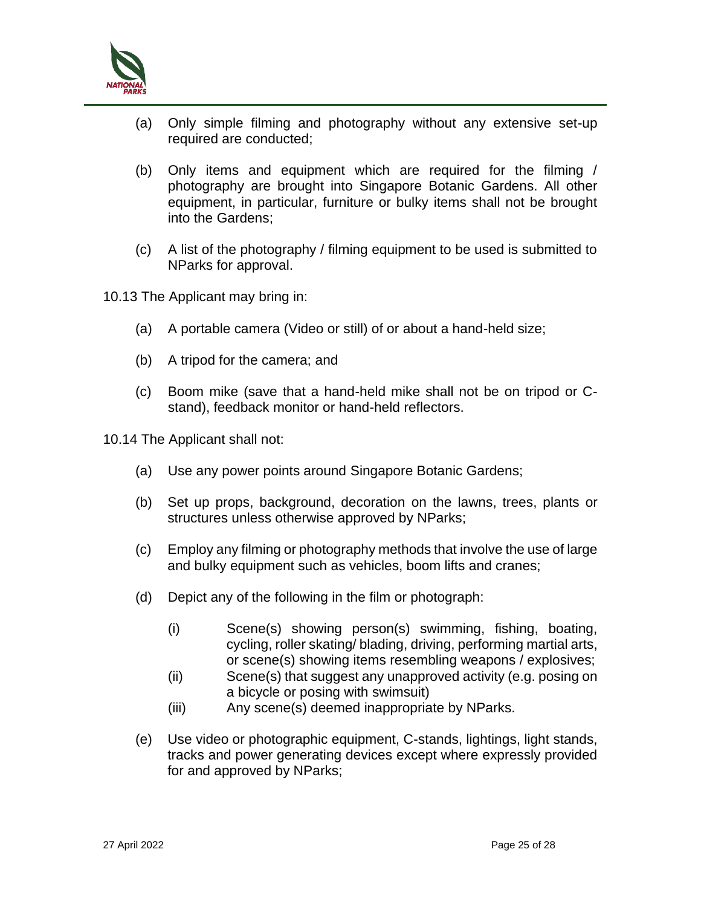(a) Only simple filming and photography without any extensive set-up required are conducted;

(b) Only items and equipment which are required for the filming / photography are brought into Singapore Botanic Gardens. All other equipment, in particular, furniture or bulky items shall not be brought into the Gardens;

(c) A list of the photography / filming equipment to be used is submitted to NParks for approval.

10.13 The Applicant may bring in:

(a) A portable camera (Video or still) of or about a hand-held size;

(b) A tripod for the camera; and

(c) Boom mike (save that a hand-held mike shall not be on tripod or C-stand), feedback monitor or hand-held reflectors.

10.14 The Applicant shall not:

(a) Use any power points around Singapore Botanic Gardens;

(b) Set up props, background, decoration on the lawns, trees, plants or structures unless otherwise approved by NParks;

(c) Employ any filming or photography methods that involve the use of large and bulky equipment such as vehicles, boom lifts and cranes;

(d) Depict any of the following in the film or photograph:

   (i) Scene(s) showing person(s) swimming, fishing, boating, cycling, roller skating/ blading, driving, performing martial arts, or scene(s) showing items resembling weapons / explosives;
   
   (ii) Scene(s) that suggest any unapproved activity (e.g. posing on a bicycle or posing with swimsuit)
   
   (iii) Any scene(s) deemed inappropriate by NParks.

(e) Use video or photographic equipment, C-stands, lightings, light stands, tracks and power generating devices except where expressly provided for and approved by NParks;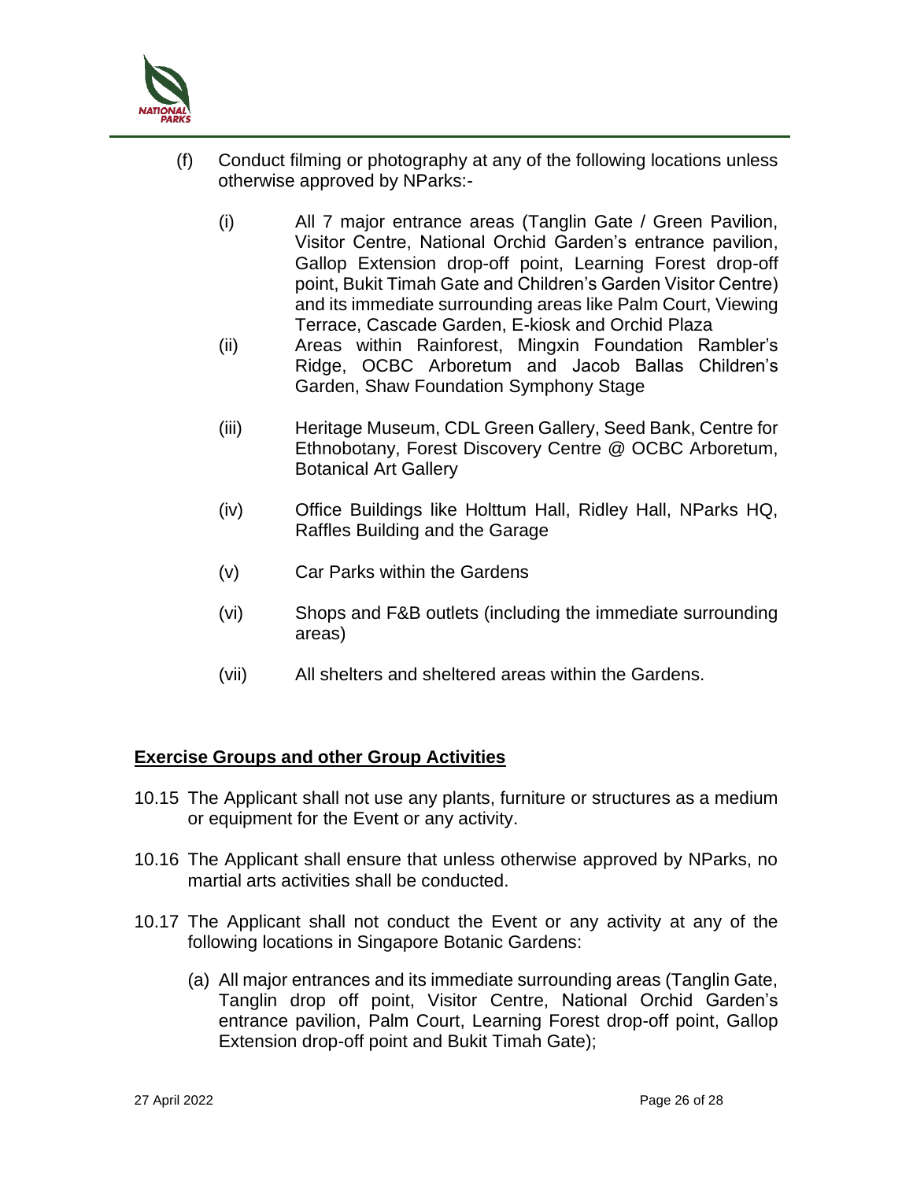(f) Conduct filming or photography at any of the following locations unless otherwise approved by NParks:-

   (i) All 7 major entrance areas (Tanglin Gate / Green Pavilion, Visitor Centre, National Orchid Garden's entrance pavilion, Gallop Extension drop-off point, Learning Forest drop-off point, Bukit Timah Gate and Children's Garden Visitor Centre) and its immediate surrounding areas like Palm Court, Viewing Terrace, Cascade Garden, E-kiosk and Orchid Plaza

   (ii) Areas within Rainforest, Mingxin Foundation Rambler's Ridge, OCBC Arboretum and Jacob Ballas Children's Garden, Shaw Foundation Symphony Stage

   (iii) Heritage Museum, CDL Green Gallery, Seed Bank, Centre for Ethnobotany, Forest Discovery Centre @ OCBC Arboretum, Botanical Art Gallery

   (iv) Office Buildings like Holttum Hall, Ridley Hall, NParks HQ, Raffles Building and the Garage

   (v) Car Parks within the Gardens

   (vi) Shops and F&B outlets (including the immediate surrounding areas)

   (vii) All shelters and sheltered areas within the Gardens.

## Exercise Groups and other Group Activities

10.15 The Applicant shall not use any plants, furniture or structures as a medium or equipment for the Event or any activity.

10.16 The Applicant shall ensure that unless otherwise approved by NParks, no martial arts activities shall be conducted.

10.17 The Applicant shall not conduct the Event or any activity at any of the following locations in Singapore Botanic Gardens:

   (a) All major entrances and its immediate surrounding areas (Tanglin Gate, Tanglin drop off point, Visitor Centre, National Orchid Garden's entrance pavilion, Palm Court, Learning Forest drop-off point, Gallop Extension drop-off point and Bukit Timah Gate);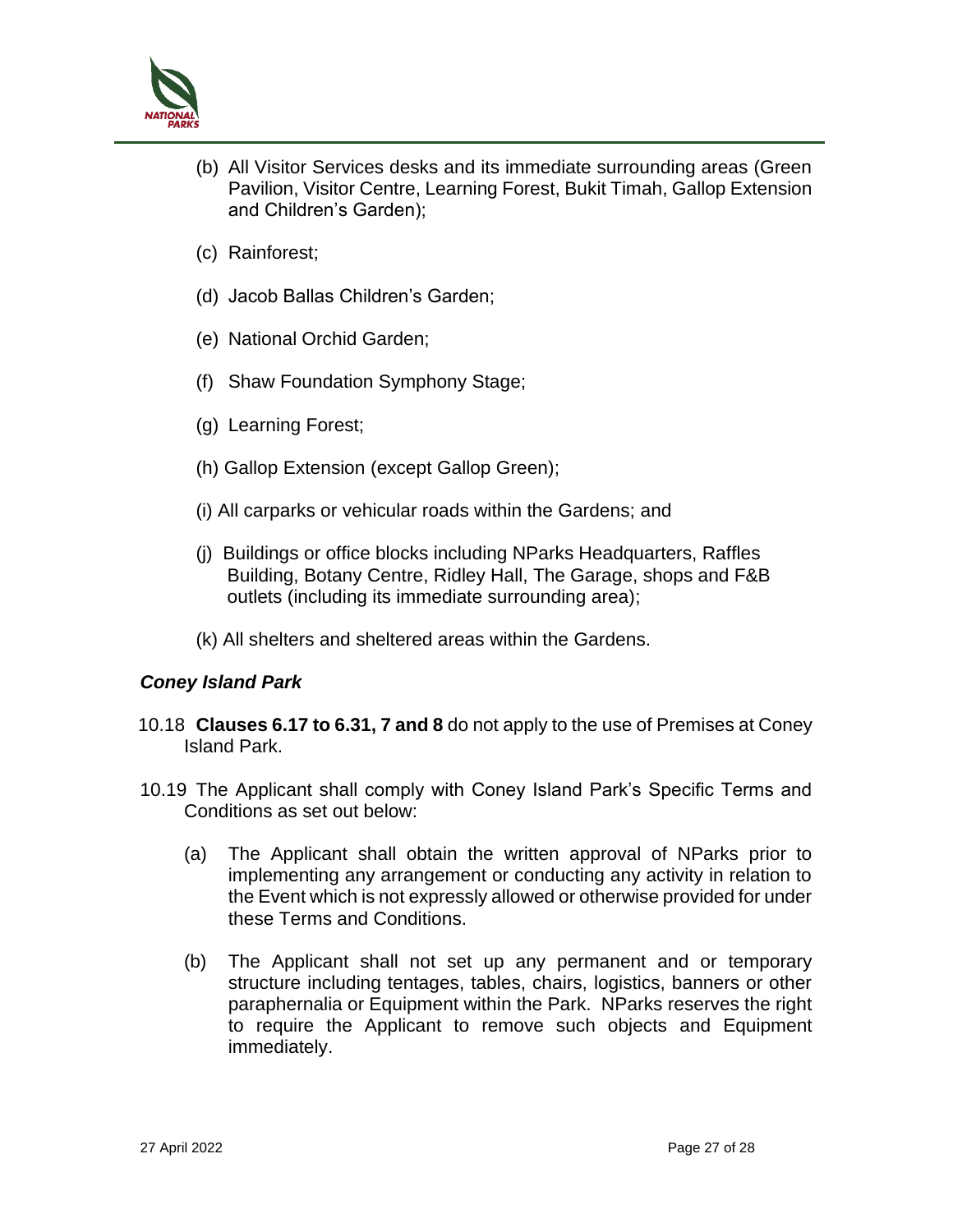(b) All Visitor Services desks and its immediate surrounding areas (Green Pavilion, Visitor Centre, Learning Forest, Bukit Timah, Gallop Extension and Children's Garden);

(c) Rainforest;

(d) Jacob Ballas Children's Garden;

(e) National Orchid Garden;

(f) Shaw Foundation Symphony Stage;

(g) Learning Forest;

(h) Gallop Extension (except Gallop Green);

(i) All carparks or vehicular roads within the Gardens; and

(j) Buildings or office blocks including NParks Headquarters, Raffles Building, Botany Centre, Ridley Hall, The Garage, shops and F&B outlets (including its immediate surrounding area);

(k) All shelters and sheltered areas within the Gardens.

### *Coney Island Park*

10.18 **Clauses 6.17 to 6.31, 7 and 8** do not apply to the use of Premises at Coney Island Park.

10.19 The Applicant shall comply with Coney Island Park's Specific Terms and Conditions as set out below:

(a) The Applicant shall obtain the written approval of NParks prior to implementing any arrangement or conducting any activity in relation to the Event which is not expressly allowed or otherwise provided for under these Terms and Conditions.

(b) The Applicant shall not set up any permanent and or temporary structure including tentages, tables, chairs, logistics, banners or other paraphernalia or Equipment within the Park. NParks reserves the right to require the Applicant to remove such objects and Equipment immediately.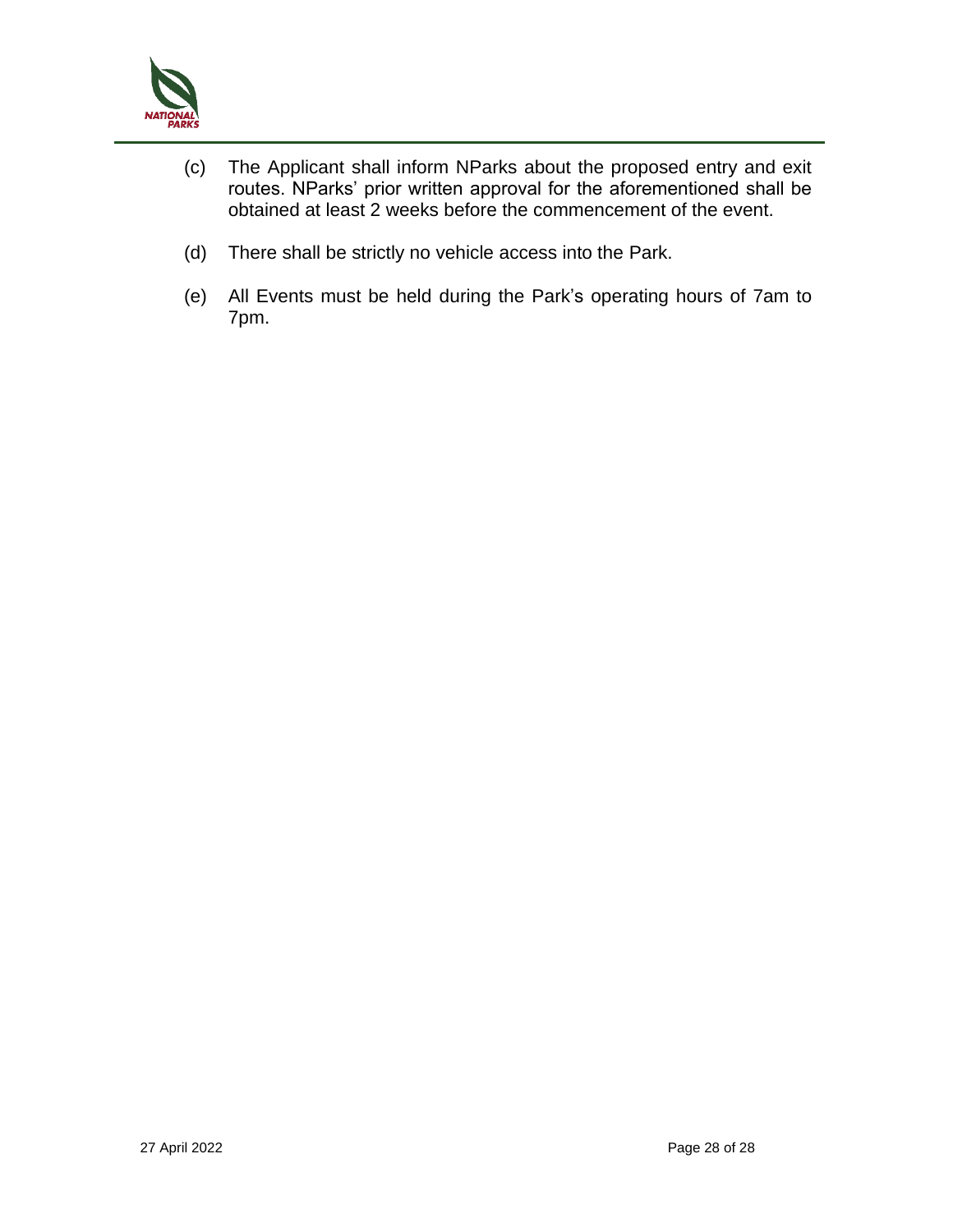(c) The Applicant shall inform NParks about the proposed entry and exit routes. NParks' prior written approval for the aforementioned shall be obtained at least 2 weeks before the commencement of the event.

(d) There shall be strictly no vehicle access into the Park.

(e) All Events must be held during the Park's operating hours of 7am to 7pm.